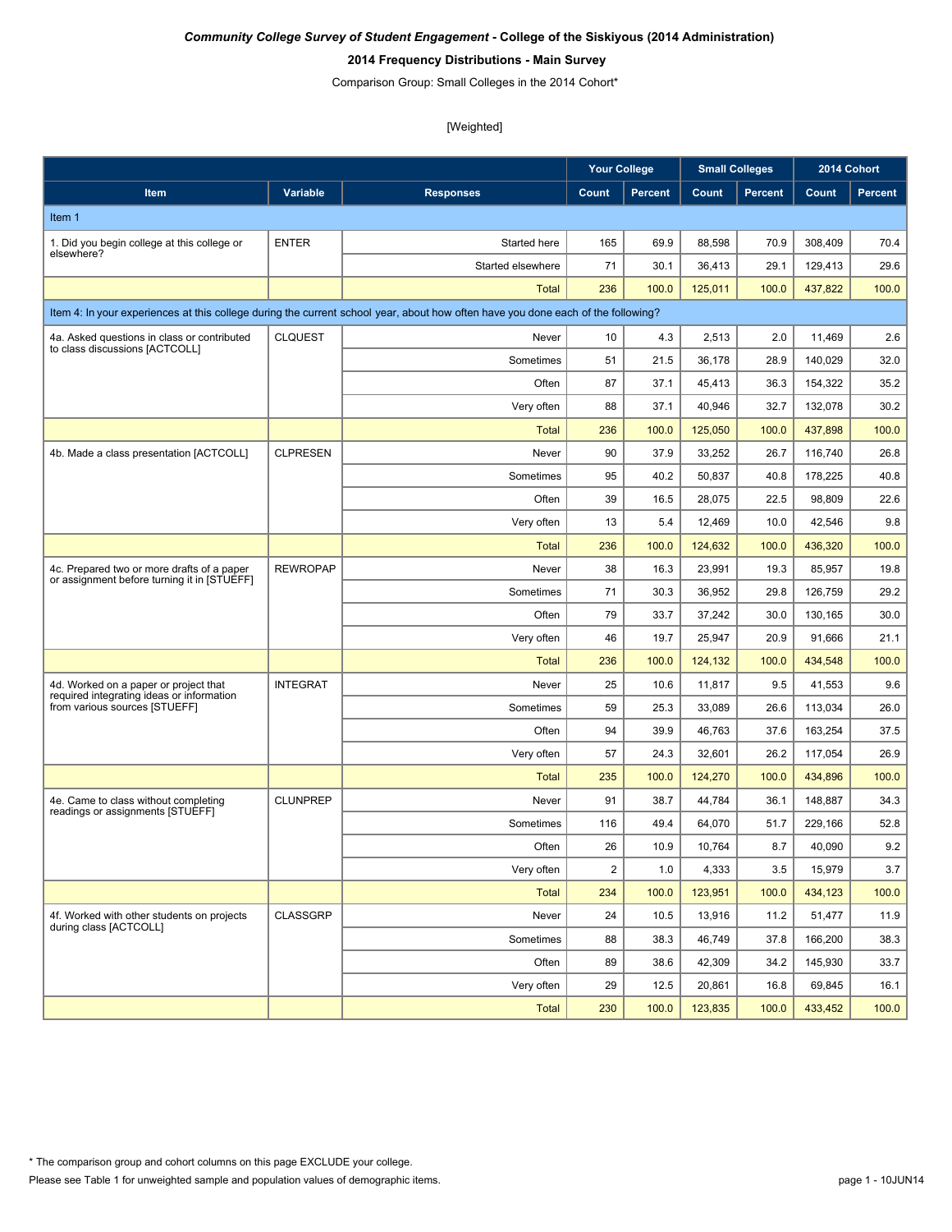***Community College Survey of Student Engagement* - College of the Siskiyous (2014 Administration)**

**2014 Frequency Distributions - Main Survey**

Comparison Group: Small Colleges in the 2014 Cohort*

[Weighted]

| | | | Your College | | Small Colleges | | 2014 Cohort | |
|---|---|---|---|---|---|---|---|---|
| **Item** | **Variable** | **Responses** | **Count** | **Percent** | **Count** | **Percent** | **Count** | **Percent** |
| Item 1 | | | | | | | | |
| 1. Did you begin college at this college or elsewhere? | ENTER | Started here | 165 | 69.9 | 88,598 | 70.9 | 308,409 | 70.4 |
| | | Started elsewhere | 71 | 30.1 | 36,413 | 29.1 | 129,413 | 29.6 |
| | | Total | 236 | 100.0 | 125,011 | 100.0 | 437,822 | 100.0 |
| Item 4: In your experiences at this college during the current school year, about how often have you done each of the following? | | | | | | | | |
| 4a. Asked questions in class or contributed to class discussions [ACTCOLL] | CLQUEST | Never | 10 | 4.3 | 2,513 | 2.0 | 11,469 | 2.6 |
| | | Sometimes | 51 | 21.5 | 36,178 | 28.9 | 140,029 | 32.0 |
| | | Often | 87 | 37.1 | 45,413 | 36.3 | 154,322 | 35.2 |
| | | Very often | 88 | 37.1 | 40,946 | 32.7 | 132,078 | 30.2 |
| | | Total | 236 | 100.0 | 125,050 | 100.0 | 437,898 | 100.0 |
| 4b. Made a class presentation [ACTCOLL] | CLPRESEN | Never | 90 | 37.9 | 33,252 | 26.7 | 116,740 | 26.8 |
| | | Sometimes | 95 | 40.2 | 50,837 | 40.8 | 178,225 | 40.8 |
| | | Often | 39 | 16.5 | 28,075 | 22.5 | 98,809 | 22.6 |
| | | Very often | 13 | 5.4 | 12,469 | 10.0 | 42,546 | 9.8 |
| | | Total | 236 | 100.0 | 124,632 | 100.0 | 436,320 | 100.0 |
| 4c. Prepared two or more drafts of a paper or assignment before turning it in [STUEFF] | REWROPAP | Never | 38 | 16.3 | 23,991 | 19.3 | 85,957 | 19.8 |
| | | Sometimes | 71 | 30.3 | 36,952 | 29.8 | 126,759 | 29.2 |
| | | Often | 79 | 33.7 | 37,242 | 30.0 | 130,165 | 30.0 |
| | | Very often | 46 | 19.7 | 25,947 | 20.9 | 91,666 | 21.1 |
| | | Total | 236 | 100.0 | 124,132 | 100.0 | 434,548 | 100.0 |
| 4d. Worked on a paper or project that required integrating ideas or information from various sources [STUEFF] | INTEGRAT | Never | 25 | 10.6 | 11,817 | 9.5 | 41,553 | 9.6 |
| | | Sometimes | 59 | 25.3 | 33,089 | 26.6 | 113,034 | 26.0 |
| | | Often | 94 | 39.9 | 46,763 | 37.6 | 163,254 | 37.5 |
| | | Very often | 57 | 24.3 | 32,601 | 26.2 | 117,054 | 26.9 |
| | | Total | 235 | 100.0 | 124,270 | 100.0 | 434,896 | 100.0 |
| 4e. Came to class without completing readings or assignments [STUEFF] | CLUNPREP | Never | 91 | 38.7 | 44,784 | 36.1 | 148,887 | 34.3 |
| | | Sometimes | 116 | 49.4 | 64,070 | 51.7 | 229,166 | 52.8 |
| | | Often | 26 | 10.9 | 10,764 | 8.7 | 40,090 | 9.2 |
| | | Very often | 2 | 1.0 | 4,333 | 3.5 | 15,979 | 3.7 |
| | | Total | 234 | 100.0 | 123,951 | 100.0 | 434,123 | 100.0 |
| 4f. Worked with other students on projects during class [ACTCOLL] | CLASSGRP | Never | 24 | 10.5 | 13,916 | 11.2 | 51,477 | 11.9 |
| | | Sometimes | 88 | 38.3 | 46,749 | 37.8 | 166,200 | 38.3 |
| | | Often | 89 | 38.6 | 42,309 | 34.2 | 145,930 | 33.7 |
| | | Very often | 29 | 12.5 | 20,861 | 16.8 | 69,845 | 16.1 |
| | | Total | 230 | 100.0 | 123,835 | 100.0 | 433,452 | 100.0 |

* The comparison group and cohort columns on this page EXCLUDE your college.

Please see Table 1 for unweighted sample and population values of demographic items.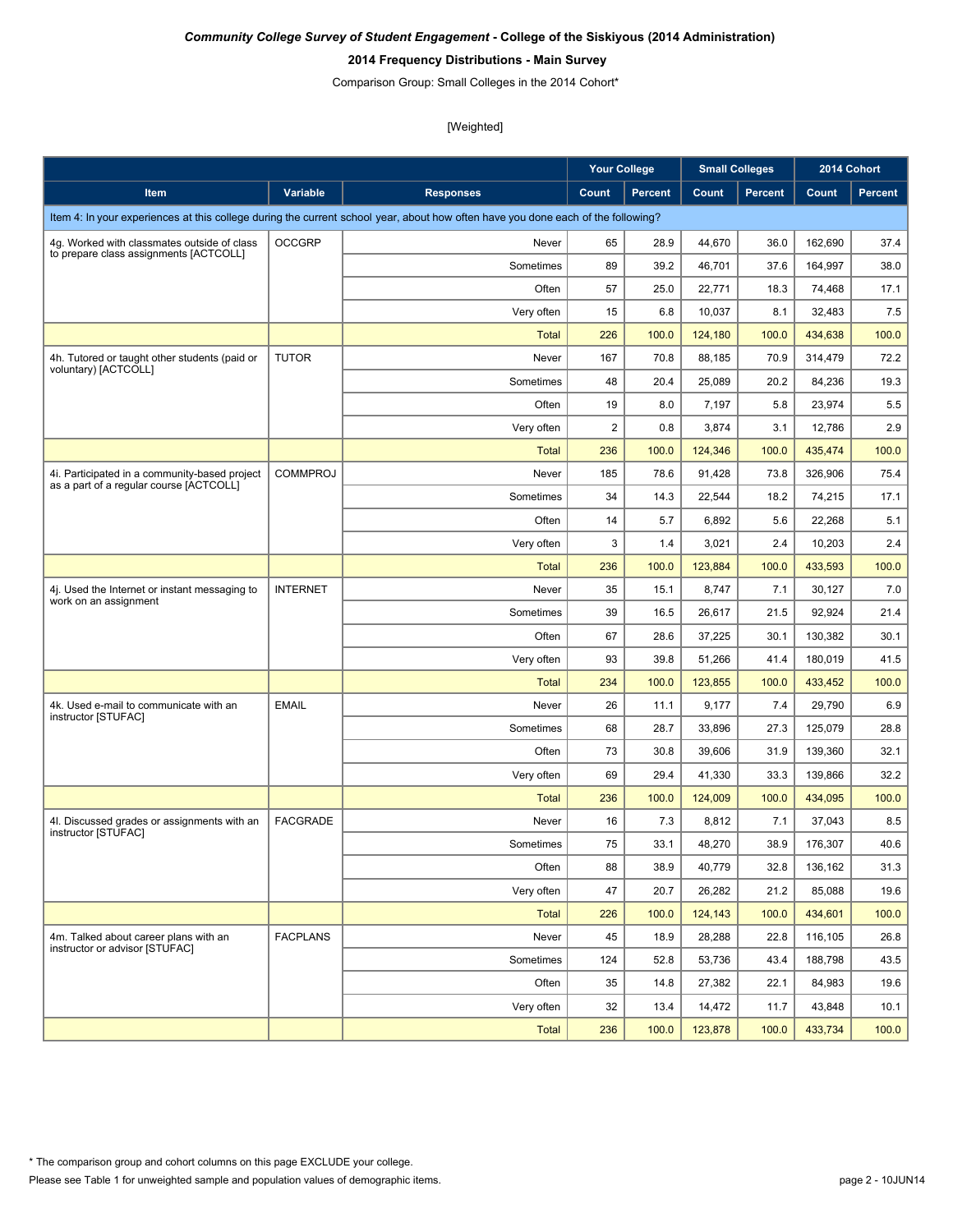***Community College Survey of Student Engagement*** **- College of the Siskiyous (2014 Administration)**

**2014 Frequency Distributions - Main Survey**

Comparison Group: Small Colleges in the 2014 Cohort*

[Weighted]

| | | | Your College | | Small Colleges | | 2014 Cohort | |
|---|---|---|---|---|---|---|---|---|
| **Item** | **Variable** | **Responses** | **Count** | **Percent** | **Count** | **Percent** | **Count** | **Percent** |
| Item 4: In your experiences at this college during the current school year, about how often have you done each of the following? | | | | | | | | |
| 4g. Worked with classmates outside of class to prepare class assignments [ACTCOLL] | OCCGRP | Never | 65 | 28.9 | 44,670 | 36.0 | 162,690 | 37.4 |
| | | Sometimes | 89 | 39.2 | 46,701 | 37.6 | 164,997 | 38.0 |
| | | Often | 57 | 25.0 | 22,771 | 18.3 | 74,468 | 17.1 |
| | | Very often | 15 | 6.8 | 10,037 | 8.1 | 32,483 | 7.5 |
| | | Total | 226 | 100.0 | 124,180 | 100.0 | 434,638 | 100.0 |
| 4h. Tutored or taught other students (paid or voluntary) [ACTCOLL] | TUTOR | Never | 167 | 70.8 | 88,185 | 70.9 | 314,479 | 72.2 |
| | | Sometimes | 48 | 20.4 | 25,089 | 20.2 | 84,236 | 19.3 |
| | | Often | 19 | 8.0 | 7,197 | 5.8 | 23,974 | 5.5 |
| | | Very often | 2 | 0.8 | 3,874 | 3.1 | 12,786 | 2.9 |
| | | Total | 236 | 100.0 | 124,346 | 100.0 | 435,474 | 100.0 |
| 4i. Participated in a community-based project as a part of a regular course [ACTCOLL] | COMMPROJ | Never | 185 | 78.6 | 91,428 | 73.8 | 326,906 | 75.4 |
| | | Sometimes | 34 | 14.3 | 22,544 | 18.2 | 74,215 | 17.1 |
| | | Often | 14 | 5.7 | 6,892 | 5.6 | 22,268 | 5.1 |
| | | Very often | 3 | 1.4 | 3,021 | 2.4 | 10,203 | 2.4 |
| | | Total | 236 | 100.0 | 123,884 | 100.0 | 433,593 | 100.0 |
| 4j. Used the Internet or instant messaging to work on an assignment | INTERNET | Never | 35 | 15.1 | 8,747 | 7.1 | 30,127 | 7.0 |
| | | Sometimes | 39 | 16.5 | 26,617 | 21.5 | 92,924 | 21.4 |
| | | Often | 67 | 28.6 | 37,225 | 30.1 | 130,382 | 30.1 |
| | | Very often | 93 | 39.8 | 51,266 | 41.4 | 180,019 | 41.5 |
| | | Total | 234 | 100.0 | 123,855 | 100.0 | 433,452 | 100.0 |
| 4k. Used e-mail to communicate with an instructor [STUFAC] | EMAIL | Never | 26 | 11.1 | 9,177 | 7.4 | 29,790 | 6.9 |
| | | Sometimes | 68 | 28.7 | 33,896 | 27.3 | 125,079 | 28.8 |
| | | Often | 73 | 30.8 | 39,606 | 31.9 | 139,360 | 32.1 |
| | | Very often | 69 | 29.4 | 41,330 | 33.3 | 139,866 | 32.2 |
| | | Total | 236 | 100.0 | 124,009 | 100.0 | 434,095 | 100.0 |
| 4l. Discussed grades or assignments with an instructor [STUFAC] | FACGRADE | Never | 16 | 7.3 | 8,812 | 7.1 | 37,043 | 8.5 |
| | | Sometimes | 75 | 33.1 | 48,270 | 38.9 | 176,307 | 40.6 |
| | | Often | 88 | 38.9 | 40,779 | 32.8 | 136,162 | 31.3 |
| | | Very often | 47 | 20.7 | 26,282 | 21.2 | 85,088 | 19.6 |
| | | Total | 226 | 100.0 | 124,143 | 100.0 | 434,601 | 100.0 |
| 4m. Talked about career plans with an instructor or advisor [STUFAC] | FACPLANS | Never | 45 | 18.9 | 28,288 | 22.8 | 116,105 | 26.8 |
| | | Sometimes | 124 | 52.8 | 53,736 | 43.4 | 188,798 | 43.5 |
| | | Often | 35 | 14.8 | 27,382 | 22.1 | 84,983 | 19.6 |
| | | Very often | 32 | 13.4 | 14,472 | 11.7 | 43,848 | 10.1 |
| | | Total | 236 | 100.0 | 123,878 | 100.0 | 433,734 | 100.0 |

* The comparison group and cohort columns on this page EXCLUDE your college.

Please see Table 1 for unweighted sample and population values of demographic items.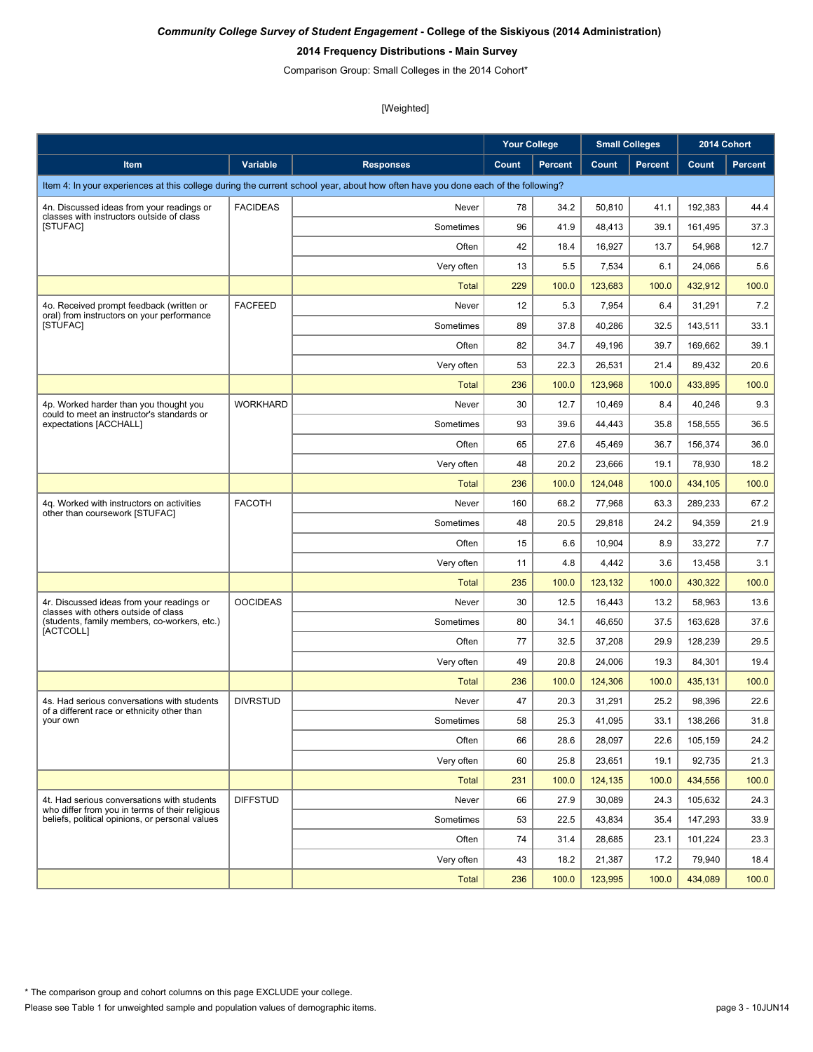***Community College Survey of Student Engagement* - College of the Siskiyous (2014 Administration)**

**2014 Frequency Distributions - Main Survey**

Comparison Group: Small Colleges in the 2014 Cohort*

[Weighted]

| Item | Variable | Responses | Your College | | Small Colleges | | 2014 Cohort | |
|---|---|---|---|---|---|---|---|---|
| | | | Count | Percent | Count | Percent | Count | Percent |
| Item 4: In your experiences at this college during the current school year, about how often have you done each of the following? | | | | | | | | |
| 4n. Discussed ideas from your readings or classes with instructors outside of class [STUFAC] | FACIDEAS | Never | 78 | 34.2 | 50,810 | 41.1 | 192,383 | 44.4 |
| | | Sometimes | 96 | 41.9 | 48,413 | 39.1 | 161,495 | 37.3 |
| | | Often | 42 | 18.4 | 16,927 | 13.7 | 54,968 | 12.7 |
| | | Very often | 13 | 5.5 | 7,534 | 6.1 | 24,066 | 5.6 |
| | | Total | 229 | 100.0 | 123,683 | 100.0 | 432,912 | 100.0 |
| 4o. Received prompt feedback (written or oral) from instructors on your performance [STUFAC] | FACFEED | Never | 12 | 5.3 | 7,954 | 6.4 | 31,291 | 7.2 |
| | | Sometimes | 89 | 37.8 | 40,286 | 32.5 | 143,511 | 33.1 |
| | | Often | 82 | 34.7 | 49,196 | 39.7 | 169,662 | 39.1 |
| | | Very often | 53 | 22.3 | 26,531 | 21.4 | 89,432 | 20.6 |
| | | Total | 236 | 100.0 | 123,968 | 100.0 | 433,895 | 100.0 |
| 4p. Worked harder than you thought you could to meet an instructor's standards or expectations [ACCHALL] | WORKHARD | Never | 30 | 12.7 | 10,469 | 8.4 | 40,246 | 9.3 |
| | | Sometimes | 93 | 39.6 | 44,443 | 35.8 | 158,555 | 36.5 |
| | | Often | 65 | 27.6 | 45,469 | 36.7 | 156,374 | 36.0 |
| | | Very often | 48 | 20.2 | 23,666 | 19.1 | 78,930 | 18.2 |
| | | Total | 236 | 100.0 | 124,048 | 100.0 | 434,105 | 100.0 |
| 4q. Worked with instructors on activities other than coursework [STUFAC] | FACOTH | Never | 160 | 68.2 | 77,968 | 63.3 | 289,233 | 67.2 |
| | | Sometimes | 48 | 20.5 | 29,818 | 24.2 | 94,359 | 21.9 |
| | | Often | 15 | 6.6 | 10,904 | 8.9 | 33,272 | 7.7 |
| | | Very often | 11 | 4.8 | 4,442 | 3.6 | 13,458 | 3.1 |
| | | Total | 235 | 100.0 | 123,132 | 100.0 | 430,322 | 100.0 |
| 4r. Discussed ideas from your readings or classes with others outside of class (students, family members, co-workers, etc.) [ACTCOLL] | OOCIDEAS | Never | 30 | 12.5 | 16,443 | 13.2 | 58,963 | 13.6 |
| | | Sometimes | 80 | 34.1 | 46,650 | 37.5 | 163,628 | 37.6 |
| | | Often | 77 | 32.5 | 37,208 | 29.9 | 128,239 | 29.5 |
| | | Very often | 49 | 20.8 | 24,006 | 19.3 | 84,301 | 19.4 |
| | | Total | 236 | 100.0 | 124,306 | 100.0 | 435,131 | 100.0 |
| 4s. Had serious conversations with students of a different race or ethnicity other than your own | DIVRSTUD | Never | 47 | 20.3 | 31,291 | 25.2 | 98,396 | 22.6 |
| | | Sometimes | 58 | 25.3 | 41,095 | 33.1 | 138,266 | 31.8 |
| | | Often | 66 | 28.6 | 28,097 | 22.6 | 105,159 | 24.2 |
| | | Very often | 60 | 25.8 | 23,651 | 19.1 | 92,735 | 21.3 |
| | | Total | 231 | 100.0 | 124,135 | 100.0 | 434,556 | 100.0 |
| 4t. Had serious conversations with students who differ from you in terms of their religious beliefs, political opinions, or personal values | DIFFSTUD | Never | 66 | 27.9 | 30,089 | 24.3 | 105,632 | 24.3 |
| | | Sometimes | 53 | 22.5 | 43,834 | 35.4 | 147,293 | 33.9 |
| | | Often | 74 | 31.4 | 28,685 | 23.1 | 101,224 | 23.3 |
| | | Very often | 43 | 18.2 | 21,387 | 17.2 | 79,940 | 18.4 |
| | | Total | 236 | 100.0 | 123,995 | 100.0 | 434,089 | 100.0 |

* The comparison group and cohort columns on this page EXCLUDE your college.

Please see Table 1 for unweighted sample and population values of demographic items.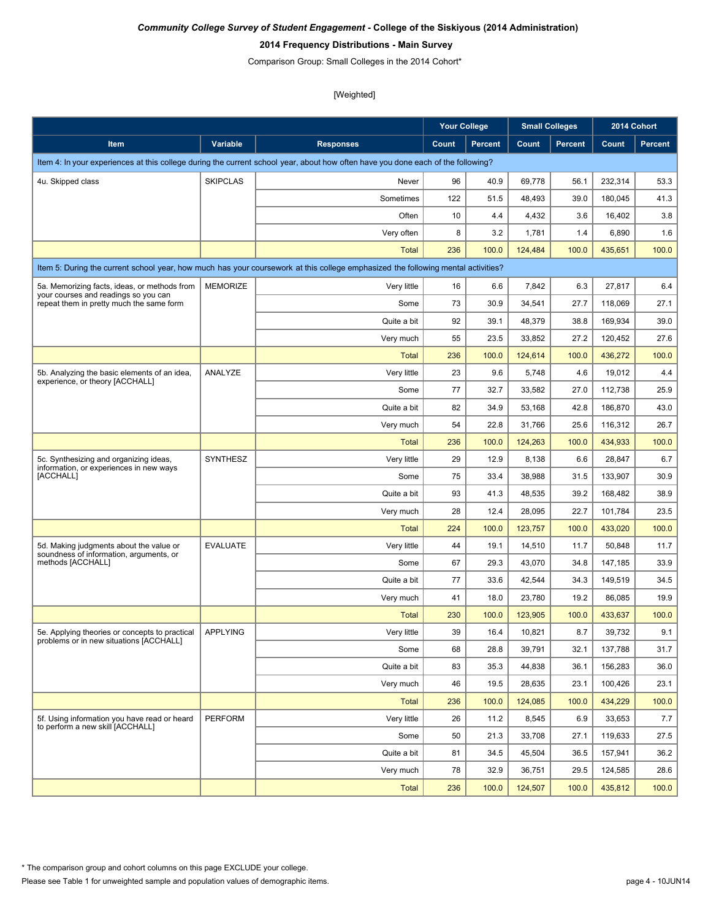***Community College Survey of Student Engagement* - College of the Siskiyous (2014 Administration)**

**2014 Frequency Distributions - Main Survey**

Comparison Group: Small Colleges in the 2014 Cohort*

[Weighted]

| Item | Variable | Responses | Your College | | Small Colleges | | 2014 Cohort | |
|---|---|---|---|---|---|---|---|---|
| | | | Count | Percent | Count | Percent | Count | Percent |
| Item 4: In your experiences at this college during the current school year, about how often have you done each of the following? | | | | | | | | |
| 4u. Skipped class | SKIPCLAS | Never | 96 | 40.9 | 69,778 | 56.1 | 232,314 | 53.3 |
| | | Sometimes | 122 | 51.5 | 48,493 | 39.0 | 180,045 | 41.3 |
| | | Often | 10 | 4.4 | 4,432 | 3.6 | 16,402 | 3.8 |
| | | Very often | 8 | 3.2 | 1,781 | 1.4 | 6,890 | 1.6 |
| | | Total | 236 | 100.0 | 124,484 | 100.0 | 435,651 | 100.0 |
| Item 5: During the current school year, how much has your coursework at this college emphasized the following mental activities? | | | | | | | | |
| 5a. Memorizing facts, ideas, or methods from your courses and readings so you can repeat them in pretty much the same form | MEMORIZE | Very little | 16 | 6.6 | 7,842 | 6.3 | 27,817 | 6.4 |
| | | Some | 73 | 30.9 | 34,541 | 27.7 | 118,069 | 27.1 |
| | | Quite a bit | 92 | 39.1 | 48,379 | 38.8 | 169,934 | 39.0 |
| | | Very much | 55 | 23.5 | 33,852 | 27.2 | 120,452 | 27.6 |
| | | Total | 236 | 100.0 | 124,614 | 100.0 | 436,272 | 100.0 |
| 5b. Analyzing the basic elements of an idea, experience, or theory [ACCHALL] | ANALYZE | Very little | 23 | 9.6 | 5,748 | 4.6 | 19,012 | 4.4 |
| | | Some | 77 | 32.7 | 33,582 | 27.0 | 112,738 | 25.9 |
| | | Quite a bit | 82 | 34.9 | 53,168 | 42.8 | 186,870 | 43.0 |
| | | Very much | 54 | 22.8 | 31,766 | 25.6 | 116,312 | 26.7 |
| | | Total | 236 | 100.0 | 124,263 | 100.0 | 434,933 | 100.0 |
| 5c. Synthesizing and organizing ideas, information, or experiences in new ways [ACCHALL] | SYNTHESZ | Very little | 29 | 12.9 | 8,138 | 6.6 | 28,847 | 6.7 |
| | | Some | 75 | 33.4 | 38,988 | 31.5 | 133,907 | 30.9 |
| | | Quite a bit | 93 | 41.3 | 48,535 | 39.2 | 168,482 | 38.9 |
| | | Very much | 28 | 12.4 | 28,095 | 22.7 | 101,784 | 23.5 |
| | | Total | 224 | 100.0 | 123,757 | 100.0 | 433,020 | 100.0 |
| 5d. Making judgments about the value or soundness of information, arguments, or methods [ACCHALL] | EVALUATE | Very little | 44 | 19.1 | 14,510 | 11.7 | 50,848 | 11.7 |
| | | Some | 67 | 29.3 | 43,070 | 34.8 | 147,185 | 33.9 |
| | | Quite a bit | 77 | 33.6 | 42,544 | 34.3 | 149,519 | 34.5 |
| | | Very much | 41 | 18.0 | 23,780 | 19.2 | 86,085 | 19.9 |
| | | Total | 230 | 100.0 | 123,905 | 100.0 | 433,637 | 100.0 |
| 5e. Applying theories or concepts to practical problems or in new situations [ACCHALL] | APPLYING | Very little | 39 | 16.4 | 10,821 | 8.7 | 39,732 | 9.1 |
| | | Some | 68 | 28.8 | 39,791 | 32.1 | 137,788 | 31.7 |
| | | Quite a bit | 83 | 35.3 | 44,838 | 36.1 | 156,283 | 36.0 |
| | | Very much | 46 | 19.5 | 28,635 | 23.1 | 100,426 | 23.1 |
| | | Total | 236 | 100.0 | 124,085 | 100.0 | 434,229 | 100.0 |
| 5f. Using information you have read or heard to perform a new skill [ACCHALL] | PERFORM | Very little | 26 | 11.2 | 8,545 | 6.9 | 33,653 | 7.7 |
| | | Some | 50 | 21.3 | 33,708 | 27.1 | 119,633 | 27.5 |
| | | Quite a bit | 81 | 34.5 | 45,504 | 36.5 | 157,941 | 36.2 |
| | | Very much | 78 | 32.9 | 36,751 | 29.5 | 124,585 | 28.6 |
| | | Total | 236 | 100.0 | 124,507 | 100.0 | 435,812 | 100.0 |

\* The comparison group and cohort columns on this page EXCLUDE your college.

Please see Table 1 for unweighted sample and population values of demographic items.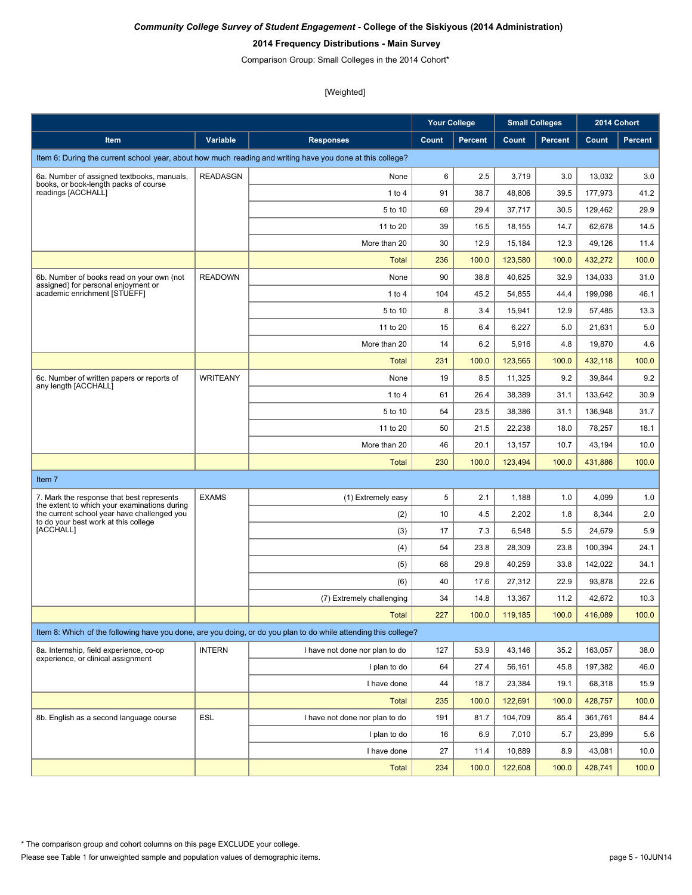***Community College Survey of Student Engagement*** **- College of the Siskiyous (2014 Administration)**

**2014 Frequency Distributions - Main Survey**

Comparison Group: Small Colleges in the 2014 Cohort*

[Weighted]

| | | | Your College | | Small Colleges | | 2014 Cohort | |
|---|---|---|---|---|---|---|---|---|
| **Item** | **Variable** | **Responses** | **Count** | **Percent** | **Count** | **Percent** | **Count** | **Percent** |
| Item 6: During the current school year, about how much reading and writing have you done at this college? | | | | | | | | |
| 6a. Number of assigned textbooks, manuals, books, or book-length packs of course readings [ACCHALL] | READASGN | None | 6 | 2.5 | 3,719 | 3.0 | 13,032 | 3.0 |
| | | 1 to 4 | 91 | 38.7 | 48,806 | 39.5 | 177,973 | 41.2 |
| | | 5 to 10 | 69 | 29.4 | 37,717 | 30.5 | 129,462 | 29.9 |
| | | 11 to 20 | 39 | 16.5 | 18,155 | 14.7 | 62,678 | 14.5 |
| | | More than 20 | 30 | 12.9 | 15,184 | 12.3 | 49,126 | 11.4 |
| | | Total | 236 | 100.0 | 123,580 | 100.0 | 432,272 | 100.0 |
| 6b. Number of books read on your own (not assigned) for personal enjoyment or academic enrichment [STUEFF] | READOWN | None | 90 | 38.8 | 40,625 | 32.9 | 134,033 | 31.0 |
| | | 1 to 4 | 104 | 45.2 | 54,855 | 44.4 | 199,098 | 46.1 |
| | | 5 to 10 | 8 | 3.4 | 15,941 | 12.9 | 57,485 | 13.3 |
| | | 11 to 20 | 15 | 6.4 | 6,227 | 5.0 | 21,631 | 5.0 |
| | | More than 20 | 14 | 6.2 | 5,916 | 4.8 | 19,870 | 4.6 |
| | | Total | 231 | 100.0 | 123,565 | 100.0 | 432,118 | 100.0 |
| 6c. Number of written papers or reports of any length [ACCHALL] | WRITEANY | None | 19 | 8.5 | 11,325 | 9.2 | 39,844 | 9.2 |
| | | 1 to 4 | 61 | 26.4 | 38,389 | 31.1 | 133,642 | 30.9 |
| | | 5 to 10 | 54 | 23.5 | 38,386 | 31.1 | 136,948 | 31.7 |
| | | 11 to 20 | 50 | 21.5 | 22,238 | 18.0 | 78,257 | 18.1 |
| | | More than 20 | 46 | 20.1 | 13,157 | 10.7 | 43,194 | 10.0 |
| | | Total | 230 | 100.0 | 123,494 | 100.0 | 431,886 | 100.0 |
| Item 7 | | | | | | | | |
| 7. Mark the response that best represents the extent to which your examinations during the current school year have challenged you to do your best work at this college [ACCHALL] | EXAMS | (1) Extremely easy | 5 | 2.1 | 1,188 | 1.0 | 4,099 | 1.0 |
| | | (2) | 10 | 4.5 | 2,202 | 1.8 | 8,344 | 2.0 |
| | | (3) | 17 | 7.3 | 6,548 | 5.5 | 24,679 | 5.9 |
| | | (4) | 54 | 23.8 | 28,309 | 23.8 | 100,394 | 24.1 |
| | | (5) | 68 | 29.8 | 40,259 | 33.8 | 142,022 | 34.1 |
| | | (6) | 40 | 17.6 | 27,312 | 22.9 | 93,878 | 22.6 |
| | | (7) Extremely challenging | 34 | 14.8 | 13,367 | 11.2 | 42,672 | 10.3 |
| | | Total | 227 | 100.0 | 119,185 | 100.0 | 416,089 | 100.0 |
| Item 8: Which of the following have you done, are you doing, or do you plan to do while attending this college? | | | | | | | | |
| 8a. Internship, field experience, co-op experience, or clinical assignment | INTERN | I have not done nor plan to do | 127 | 53.9 | 43,146 | 35.2 | 163,057 | 38.0 |
| | | I plan to do | 64 | 27.4 | 56,161 | 45.8 | 197,382 | 46.0 |
| | | I have done | 44 | 18.7 | 23,384 | 19.1 | 68,318 | 15.9 |
| | | Total | 235 | 100.0 | 122,691 | 100.0 | 428,757 | 100.0 |
| 8b. English as a second language course | ESL | I have not done nor plan to do | 191 | 81.7 | 104,709 | 85.4 | 361,761 | 84.4 |
| | | I plan to do | 16 | 6.9 | 7,010 | 5.7 | 23,899 | 5.6 |
| | | I have done | 27 | 11.4 | 10,889 | 8.9 | 43,081 | 10.0 |
| | | Total | 234 | 100.0 | 122,608 | 100.0 | 428,741 | 100.0 |

* The comparison group and cohort columns on this page EXCLUDE your college.

Please see Table 1 for unweighted sample and population values of demographic items.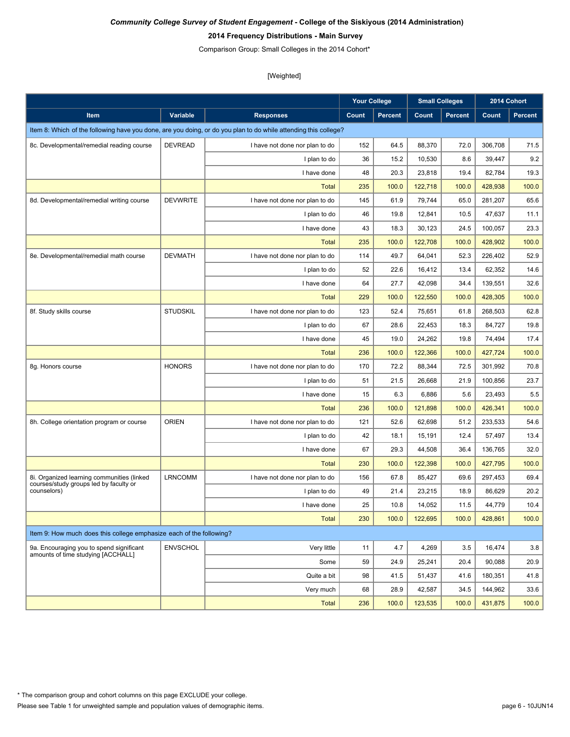***Community College Survey of Student Engagement* - College of the Siskiyous (2014 Administration)**

**2014 Frequency Distributions - Main Survey**

Comparison Group: Small Colleges in the 2014 Cohort*

[Weighted]

| | | | Your College | | Small Colleges | | 2014 Cohort | |
|---|---|---|---|---|---|---|---|---|
| **Item** | **Variable** | **Responses** | **Count** | **Percent** | **Count** | **Percent** | **Count** | **Percent** |
| Item 8: Which of the following have you done, are you doing, or do you plan to do while attending this college? | | | | | | | | |
| 8c. Developmental/remedial reading course | DEVREAD | I have not done nor plan to do | 152 | 64.5 | 88,370 | 72.0 | 306,708 | 71.5 |
| | | I plan to do | 36 | 15.2 | 10,530 | 8.6 | 39,447 | 9.2 |
| | | I have done | 48 | 20.3 | 23,818 | 19.4 | 82,784 | 19.3 |
| | | Total | 235 | 100.0 | 122,718 | 100.0 | 428,938 | 100.0 |
| 8d. Developmental/remedial writing course | DEVWRITE | I have not done nor plan to do | 145 | 61.9 | 79,744 | 65.0 | 281,207 | 65.6 |
| | | I plan to do | 46 | 19.8 | 12,841 | 10.5 | 47,637 | 11.1 |
| | | I have done | 43 | 18.3 | 30,123 | 24.5 | 100,057 | 23.3 |
| | | Total | 235 | 100.0 | 122,708 | 100.0 | 428,902 | 100.0 |
| 8e. Developmental/remedial math course | DEVMATH | I have not done nor plan to do | 114 | 49.7 | 64,041 | 52.3 | 226,402 | 52.9 |
| | | I plan to do | 52 | 22.6 | 16,412 | 13.4 | 62,352 | 14.6 |
| | | I have done | 64 | 27.7 | 42,098 | 34.4 | 139,551 | 32.6 |
| | | Total | 229 | 100.0 | 122,550 | 100.0 | 428,305 | 100.0 |
| 8f. Study skills course | STUDSKIL | I have not done nor plan to do | 123 | 52.4 | 75,651 | 61.8 | 268,503 | 62.8 |
| | | I plan to do | 67 | 28.6 | 22,453 | 18.3 | 84,727 | 19.8 |
| | | I have done | 45 | 19.0 | 24,262 | 19.8 | 74,494 | 17.4 |
| | | Total | 236 | 100.0 | 122,366 | 100.0 | 427,724 | 100.0 |
| 8g. Honors course | HONORS | I have not done nor plan to do | 170 | 72.2 | 88,344 | 72.5 | 301,992 | 70.8 |
| | | I plan to do | 51 | 21.5 | 26,668 | 21.9 | 100,856 | 23.7 |
| | | I have done | 15 | 6.3 | 6,886 | 5.6 | 23,493 | 5.5 |
| | | Total | 236 | 100.0 | 121,898 | 100.0 | 426,341 | 100.0 |
| 8h. College orientation program or course | ORIEN | I have not done nor plan to do | 121 | 52.6 | 62,698 | 51.2 | 233,533 | 54.6 |
| | | I plan to do | 42 | 18.1 | 15,191 | 12.4 | 57,497 | 13.4 |
| | | I have done | 67 | 29.3 | 44,508 | 36.4 | 136,765 | 32.0 |
| | | Total | 230 | 100.0 | 122,398 | 100.0 | 427,795 | 100.0 |
| 8i. Organized learning communities (linked courses/study groups led by faculty or counselors) | LRNCOMM | I have not done nor plan to do | 156 | 67.8 | 85,427 | 69.6 | 297,453 | 69.4 |
| | | I plan to do | 49 | 21.4 | 23,215 | 18.9 | 86,629 | 20.2 |
| | | I have done | 25 | 10.8 | 14,052 | 11.5 | 44,779 | 10.4 |
| | | Total | 230 | 100.0 | 122,695 | 100.0 | 428,861 | 100.0 |
| Item 9: How much does this college emphasize each of the following? | | | | | | | | |
| 9a. Encouraging you to spend significant amounts of time studying [ACCHALL] | ENVSCHOL | Very little | 11 | 4.7 | 4,269 | 3.5 | 16,474 | 3.8 |
| | | Some | 59 | 24.9 | 25,241 | 20.4 | 90,088 | 20.9 |
| | | Quite a bit | 98 | 41.5 | 51,437 | 41.6 | 180,351 | 41.8 |
| | | Very much | 68 | 28.9 | 42,587 | 34.5 | 144,962 | 33.6 |
| | | Total | 236 | 100.0 | 123,535 | 100.0 | 431,875 | 100.0 |

* The comparison group and cohort columns on this page EXCLUDE your college.

Please see Table 1 for unweighted sample and population values of demographic items.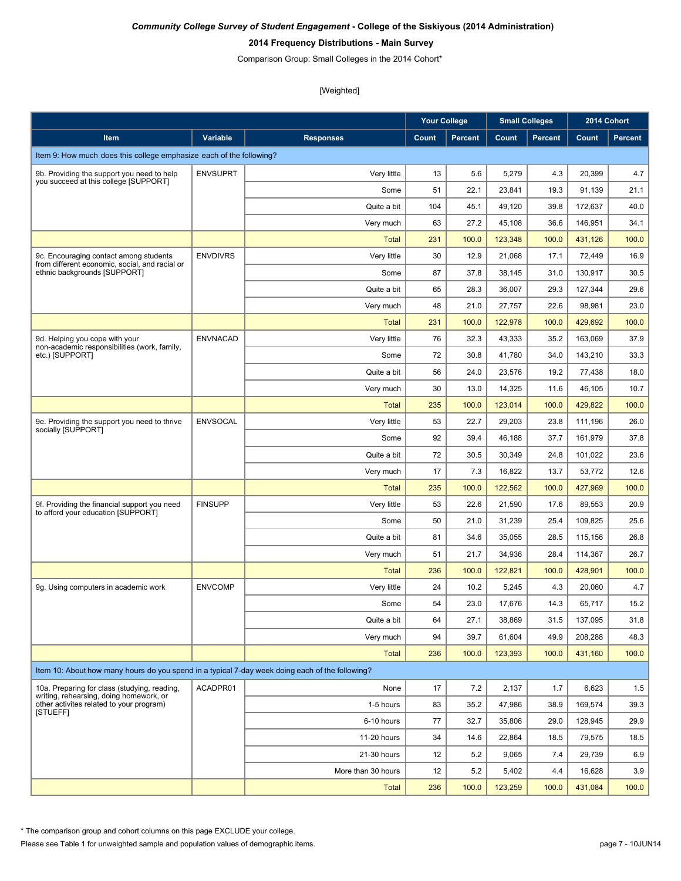*Community College Survey of Student Engagement* - **College of the Siskiyous (2014 Administration)**

**2014 Frequency Distributions - Main Survey**

Comparison Group: Small Colleges in the 2014 Cohort*

[Weighted]

| | | | Your College | | Small Colleges | | 2014 Cohort | |
|---|---|---|---|---|---|---|---|---|
| **Item** | **Variable** | **Responses** | **Count** | **Percent** | **Count** | **Percent** | **Count** | **Percent** |
| Item 9: How much does this college emphasize each of the following? | | | | | | | | |
| 9b. Providing the support you need to help you succeed at this college [SUPPORT] | ENVSUPRT | Very little | 13 | 5.6 | 5,279 | 4.3 | 20,399 | 4.7 |
| | | Some | 51 | 22.1 | 23,841 | 19.3 | 91,139 | 21.1 |
| | | Quite a bit | 104 | 45.1 | 49,120 | 39.8 | 172,637 | 40.0 |
| | | Very much | 63 | 27.2 | 45,108 | 36.6 | 146,951 | 34.1 |
| | | Total | 231 | 100.0 | 123,348 | 100.0 | 431,126 | 100.0 |
| 9c. Encouraging contact among students from different economic, social, and racial or ethnic backgrounds [SUPPORT] | ENVDIVRS | Very little | 30 | 12.9 | 21,068 | 17.1 | 72,449 | 16.9 |
| | | Some | 87 | 37.8 | 38,145 | 31.0 | 130,917 | 30.5 |
| | | Quite a bit | 65 | 28.3 | 36,007 | 29.3 | 127,344 | 29.6 |
| | | Very much | 48 | 21.0 | 27,757 | 22.6 | 98,981 | 23.0 |
| | | Total | 231 | 100.0 | 122,978 | 100.0 | 429,692 | 100.0 |
| 9d. Helping you cope with your non-academic responsibilities (work, family, etc.) [SUPPORT] | ENVNACAD | Very little | 76 | 32.3 | 43,333 | 35.2 | 163,069 | 37.9 |
| | | Some | 72 | 30.8 | 41,780 | 34.0 | 143,210 | 33.3 |
| | | Quite a bit | 56 | 24.0 | 23,576 | 19.2 | 77,438 | 18.0 |
| | | Very much | 30 | 13.0 | 14,325 | 11.6 | 46,105 | 10.7 |
| | | Total | 235 | 100.0 | 123,014 | 100.0 | 429,822 | 100.0 |
| 9e. Providing the support you need to thrive socially [SUPPORT] | ENVSOCAL | Very little | 53 | 22.7 | 29,203 | 23.8 | 111,196 | 26.0 |
| | | Some | 92 | 39.4 | 46,188 | 37.7 | 161,979 | 37.8 |
| | | Quite a bit | 72 | 30.5 | 30,349 | 24.8 | 101,022 | 23.6 |
| | | Very much | 17 | 7.3 | 16,822 | 13.7 | 53,772 | 12.6 |
| | | Total | 235 | 100.0 | 122,562 | 100.0 | 427,969 | 100.0 |
| 9f. Providing the financial support you need to afford your education [SUPPORT] | FINSUPP | Very little | 53 | 22.6 | 21,590 | 17.6 | 89,553 | 20.9 |
| | | Some | 50 | 21.0 | 31,239 | 25.4 | 109,825 | 25.6 |
| | | Quite a bit | 81 | 34.6 | 35,055 | 28.5 | 115,156 | 26.8 |
| | | Very much | 51 | 21.7 | 34,936 | 28.4 | 114,367 | 26.7 |
| | | Total | 236 | 100.0 | 122,821 | 100.0 | 428,901 | 100.0 |
| 9g. Using computers in academic work | ENVCOMP | Very little | 24 | 10.2 | 5,245 | 4.3 | 20,060 | 4.7 |
| | | Some | 54 | 23.0 | 17,676 | 14.3 | 65,717 | 15.2 |
| | | Quite a bit | 64 | 27.1 | 38,869 | 31.5 | 137,095 | 31.8 |
| | | Very much | 94 | 39.7 | 61,604 | 49.9 | 208,288 | 48.3 |
| | | Total | 236 | 100.0 | 123,393 | 100.0 | 431,160 | 100.0 |
| Item 10: About how many hours do you spend in a typical 7-day week doing each of the following? | | | | | | | | |
| 10a. Preparing for class (studying, reading, writing, rehearsing, doing homework, or other activites related to your program) [STUEFF] | ACADPR01 | None | 17 | 7.2 | 2,137 | 1.7 | 6,623 | 1.5 |
| | | 1-5 hours | 83 | 35.2 | 47,986 | 38.9 | 169,574 | 39.3 |
| | | 6-10 hours | 77 | 32.7 | 35,806 | 29.0 | 128,945 | 29.9 |
| | | 11-20 hours | 34 | 14.6 | 22,864 | 18.5 | 79,575 | 18.5 |
| | | 21-30 hours | 12 | 5.2 | 9,065 | 7.4 | 29,739 | 6.9 |
| | | More than 30 hours | 12 | 5.2 | 5,402 | 4.4 | 16,628 | 3.9 |
| | | Total | 236 | 100.0 | 123,259 | 100.0 | 431,084 | 100.0 |

* The comparison group and cohort columns on this page EXCLUDE your college.

Please see Table 1 for unweighted sample and population values of demographic items.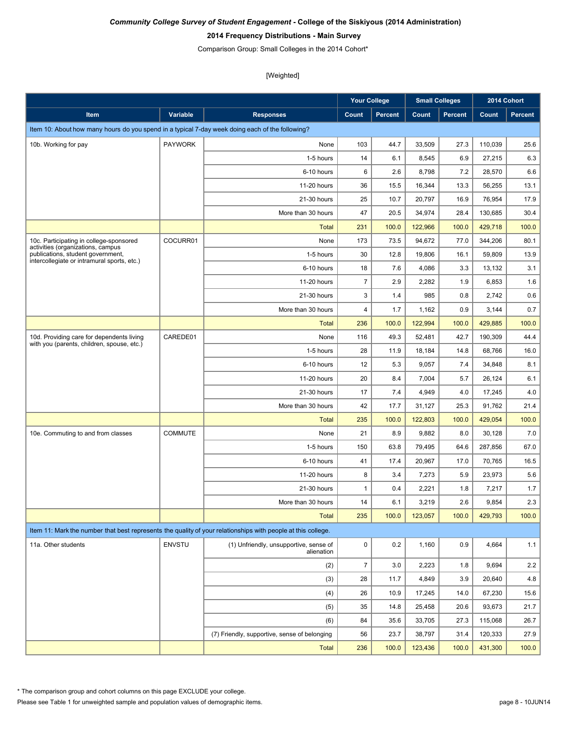***Community College Survey of Student Engagement*** **- College of the Siskiyous (2014 Administration)**

**2014 Frequency Distributions - Main Survey**

Comparison Group: Small Colleges in the 2014 Cohort*

[Weighted]

| | | | Your College | | Small Colleges | | 2014 Cohort | |
|---|---|---|---|---|---|---|---|---|
| **Item** | **Variable** | **Responses** | **Count** | **Percent** | **Count** | **Percent** | **Count** | **Percent** |
| Item 10: About how many hours do you spend in a typical 7-day week doing each of the following? | | | | | | | | |
| 10b. Working for pay | PAYWORK | None | 103 | 44.7 | 33,509 | 27.3 | 110,039 | 25.6 |
| | | 1-5 hours | 14 | 6.1 | 8,545 | 6.9 | 27,215 | 6.3 |
| | | 6-10 hours | 6 | 2.6 | 8,798 | 7.2 | 28,570 | 6.6 |
| | | 11-20 hours | 36 | 15.5 | 16,344 | 13.3 | 56,255 | 13.1 |
| | | 21-30 hours | 25 | 10.7 | 20,797 | 16.9 | 76,954 | 17.9 |
| | | More than 30 hours | 47 | 20.5 | 34,974 | 28.4 | 130,685 | 30.4 |
| | | Total | 231 | 100.0 | 122,966 | 100.0 | 429,718 | 100.0 |
| 10c. Participating in college-sponsored activities (organizations, campus publications, student government, intercollegiate or intramural sports, etc.) | COCURR01 | None | 173 | 73.5 | 94,672 | 77.0 | 344,206 | 80.1 |
| | | 1-5 hours | 30 | 12.8 | 19,806 | 16.1 | 59,809 | 13.9 |
| | | 6-10 hours | 18 | 7.6 | 4,086 | 3.3 | 13,132 | 3.1 |
| | | 11-20 hours | 7 | 2.9 | 2,282 | 1.9 | 6,853 | 1.6 |
| | | 21-30 hours | 3 | 1.4 | 985 | 0.8 | 2,742 | 0.6 |
| | | More than 30 hours | 4 | 1.7 | 1,162 | 0.9 | 3,144 | 0.7 |
| | | Total | 236 | 100.0 | 122,994 | 100.0 | 429,885 | 100.0 |
| 10d. Providing care for dependents living with you (parents, children, spouse, etc.) | CAREDE01 | None | 116 | 49.3 | 52,481 | 42.7 | 190,309 | 44.4 |
| | | 1-5 hours | 28 | 11.9 | 18,184 | 14.8 | 68,766 | 16.0 |
| | | 6-10 hours | 12 | 5.3 | 9,057 | 7.4 | 34,848 | 8.1 |
| | | 11-20 hours | 20 | 8.4 | 7,004 | 5.7 | 26,124 | 6.1 |
| | | 21-30 hours | 17 | 7.4 | 4,949 | 4.0 | 17,245 | 4.0 |
| | | More than 30 hours | 42 | 17.7 | 31,127 | 25.3 | 91,762 | 21.4 |
| | | Total | 235 | 100.0 | 122,803 | 100.0 | 429,054 | 100.0 |
| 10e. Commuting to and from classes | COMMUTE | None | 21 | 8.9 | 9,882 | 8.0 | 30,128 | 7.0 |
| | | 1-5 hours | 150 | 63.8 | 79,495 | 64.6 | 287,856 | 67.0 |
| | | 6-10 hours | 41 | 17.4 | 20,967 | 17.0 | 70,765 | 16.5 |
| | | 11-20 hours | 8 | 3.4 | 7,273 | 5.9 | 23,973 | 5.6 |
| | | 21-30 hours | 1 | 0.4 | 2,221 | 1.8 | 7,217 | 1.7 |
| | | More than 30 hours | 14 | 6.1 | 3,219 | 2.6 | 9,854 | 2.3 |
| | | Total | 235 | 100.0 | 123,057 | 100.0 | 429,793 | 100.0 |
| Item 11: Mark the number that best represents the quality of your relationships with people at this college. | | | | | | | | |
| 11a. Other students | ENVSTU | (1) Unfriendly, unsupportive, sense of alienation | 0 | 0.2 | 1,160 | 0.9 | 4,664 | 1.1 |
| | | (2) | 7 | 3.0 | 2,223 | 1.8 | 9,694 | 2.2 |
| | | (3) | 28 | 11.7 | 4,849 | 3.9 | 20,640 | 4.8 |
| | | (4) | 26 | 10.9 | 17,245 | 14.0 | 67,230 | 15.6 |
| | | (5) | 35 | 14.8 | 25,458 | 20.6 | 93,673 | 21.7 |
| | | (6) | 84 | 35.6 | 33,705 | 27.3 | 115,068 | 26.7 |
| | | (7) Friendly, supportive, sense of belonging | 56 | 23.7 | 38,797 | 31.4 | 120,333 | 27.9 |
| | | Total | 236 | 100.0 | 123,436 | 100.0 | 431,300 | 100.0 |

\* The comparison group and cohort columns on this page EXCLUDE your college.

Please see Table 1 for unweighted sample and population values of demographic items.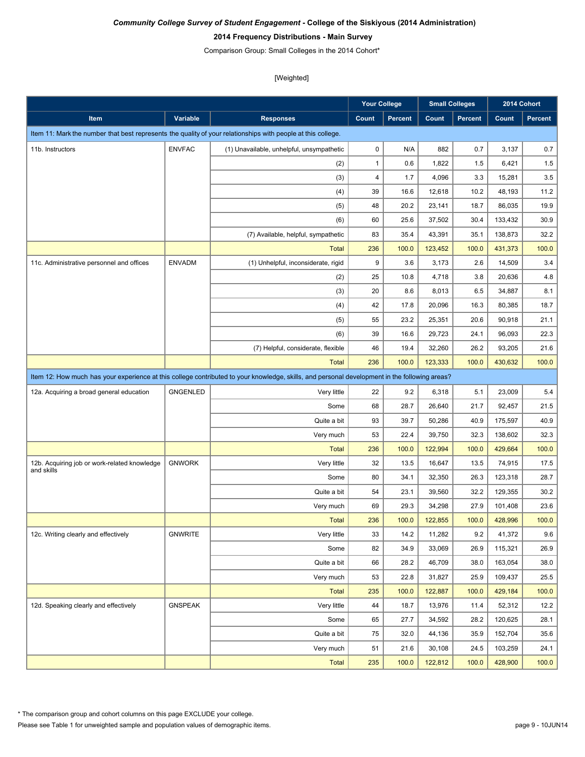***Community College Survey of Student Engagement* - College of the Siskiyous (2014 Administration)**

**2014 Frequency Distributions - Main Survey**

Comparison Group: Small Colleges in the 2014 Cohort*

[Weighted]

| | | | Your College | | Small Colleges | | 2014 Cohort | |
|---|---|---|---|---|---|---|---|---|
| **Item** | **Variable** | **Responses** | **Count** | **Percent** | **Count** | **Percent** | **Count** | **Percent** |
| Item 11: Mark the number that best represents the quality of your relationships with people at this college. | | | | | | | | |
| 11b. Instructors | ENVFAC | (1) Unavailable, unhelpful, unsympathetic | 0 | N/A | 882 | 0.7 | 3,137 | 0.7 |
| | | (2) | 1 | 0.6 | 1,822 | 1.5 | 6,421 | 1.5 |
| | | (3) | 4 | 1.7 | 4,096 | 3.3 | 15,281 | 3.5 |
| | | (4) | 39 | 16.6 | 12,618 | 10.2 | 48,193 | 11.2 |
| | | (5) | 48 | 20.2 | 23,141 | 18.7 | 86,035 | 19.9 |
| | | (6) | 60 | 25.6 | 37,502 | 30.4 | 133,432 | 30.9 |
| | | (7) Available, helpful, sympathetic | 83 | 35.4 | 43,391 | 35.1 | 138,873 | 32.2 |
| | | Total | 236 | 100.0 | 123,452 | 100.0 | 431,373 | 100.0 |
| 11c. Administrative personnel and offices | ENVADM | (1) Unhelpful, inconsiderate, rigid | 9 | 3.6 | 3,173 | 2.6 | 14,509 | 3.4 |
| | | (2) | 25 | 10.8 | 4,718 | 3.8 | 20,636 | 4.8 |
| | | (3) | 20 | 8.6 | 8,013 | 6.5 | 34,887 | 8.1 |
| | | (4) | 42 | 17.8 | 20,096 | 16.3 | 80,385 | 18.7 |
| | | (5) | 55 | 23.2 | 25,351 | 20.6 | 90,918 | 21.1 |
| | | (6) | 39 | 16.6 | 29,723 | 24.1 | 96,093 | 22.3 |
| | | (7) Helpful, considerate, flexible | 46 | 19.4 | 32,260 | 26.2 | 93,205 | 21.6 |
| | | Total | 236 | 100.0 | 123,333 | 100.0 | 430,632 | 100.0 |
| Item 12: How much has your experience at this college contributed to your knowledge, skills, and personal development in the following areas? | | | | | | | | |
| 12a. Acquiring a broad general education | GNGENLED | Very little | 22 | 9.2 | 6,318 | 5.1 | 23,009 | 5.4 |
| | | Some | 68 | 28.7 | 26,640 | 21.7 | 92,457 | 21.5 |
| | | Quite a bit | 93 | 39.7 | 50,286 | 40.9 | 175,597 | 40.9 |
| | | Very much | 53 | 22.4 | 39,750 | 32.3 | 138,602 | 32.3 |
| | | Total | 236 | 100.0 | 122,994 | 100.0 | 429,664 | 100.0 |
| 12b. Acquiring job or work-related knowledge and skills | GNWORK | Very little | 32 | 13.5 | 16,647 | 13.5 | 74,915 | 17.5 |
| | | Some | 80 | 34.1 | 32,350 | 26.3 | 123,318 | 28.7 |
| | | Quite a bit | 54 | 23.1 | 39,560 | 32.2 | 129,355 | 30.2 |
| | | Very much | 69 | 29.3 | 34,298 | 27.9 | 101,408 | 23.6 |
| | | Total | 236 | 100.0 | 122,855 | 100.0 | 428,996 | 100.0 |
| 12c. Writing clearly and effectively | GNWRITE | Very little | 33 | 14.2 | 11,282 | 9.2 | 41,372 | 9.6 |
| | | Some | 82 | 34.9 | 33,069 | 26.9 | 115,321 | 26.9 |
| | | Quite a bit | 66 | 28.2 | 46,709 | 38.0 | 163,054 | 38.0 |
| | | Very much | 53 | 22.8 | 31,827 | 25.9 | 109,437 | 25.5 |
| | | Total | 235 | 100.0 | 122,887 | 100.0 | 429,184 | 100.0 |
| 12d. Speaking clearly and effectively | GNSPEAK | Very little | 44 | 18.7 | 13,976 | 11.4 | 52,312 | 12.2 |
| | | Some | 65 | 27.7 | 34,592 | 28.2 | 120,625 | 28.1 |
| | | Quite a bit | 75 | 32.0 | 44,136 | 35.9 | 152,704 | 35.6 |
| | | Very much | 51 | 21.6 | 30,108 | 24.5 | 103,259 | 24.1 |
| | | Total | 235 | 100.0 | 122,812 | 100.0 | 428,900 | 100.0 |

\* The comparison group and cohort columns on this page EXCLUDE your college.

Please see Table 1 for unweighted sample and population values of demographic items.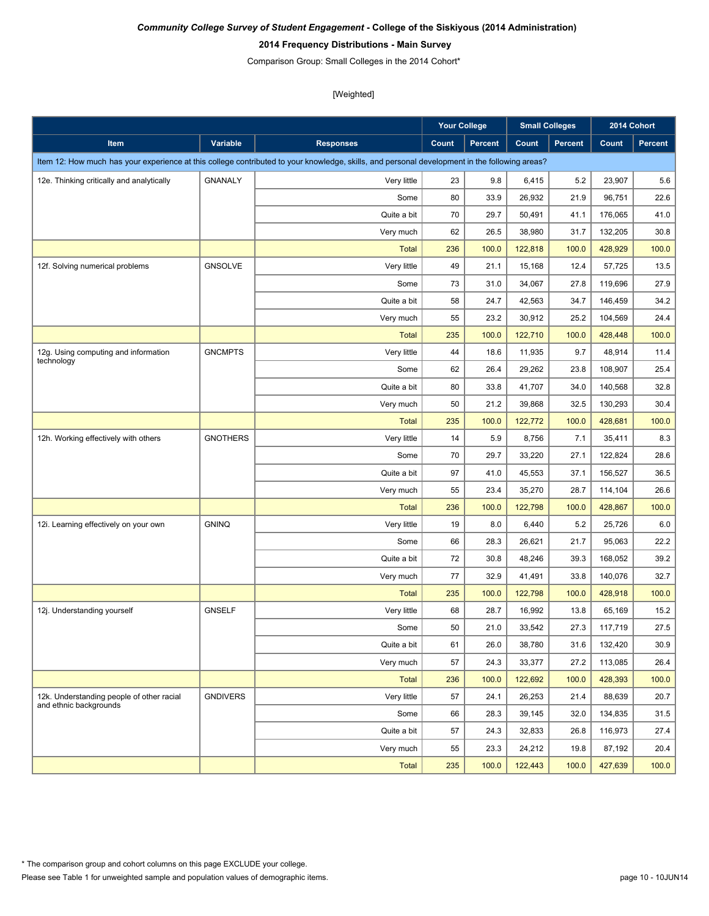***Community College Survey of Student Engagement* - College of the Siskiyous (2014 Administration)**

**2014 Frequency Distributions - Main Survey**

Comparison Group: Small Colleges in the 2014 Cohort*

[Weighted]

| | | | Your College | | Small Colleges | | 2014 Cohort | |
|---|---|---|---|---|---|---|---|---|
| **Item** | **Variable** | **Responses** | **Count** | **Percent** | **Count** | **Percent** | **Count** | **Percent** |
| Item 12: How much has your experience at this college contributed to your knowledge, skills, and personal development in the following areas? | | | | | | | | |
| 12e. Thinking critically and analytically | GNANALY | Very little | 23 | 9.8 | 6,415 | 5.2 | 23,907 | 5.6 |
| | | Some | 80 | 33.9 | 26,932 | 21.9 | 96,751 | 22.6 |
| | | Quite a bit | 70 | 29.7 | 50,491 | 41.1 | 176,065 | 41.0 |
| | | Very much | 62 | 26.5 | 38,980 | 31.7 | 132,205 | 30.8 |
| | | Total | 236 | 100.0 | 122,818 | 100.0 | 428,929 | 100.0 |
| 12f. Solving numerical problems | GNSOLVE | Very little | 49 | 21.1 | 15,168 | 12.4 | 57,725 | 13.5 |
| | | Some | 73 | 31.0 | 34,067 | 27.8 | 119,696 | 27.9 |
| | | Quite a bit | 58 | 24.7 | 42,563 | 34.7 | 146,459 | 34.2 |
| | | Very much | 55 | 23.2 | 30,912 | 25.2 | 104,569 | 24.4 |
| | | Total | 235 | 100.0 | 122,710 | 100.0 | 428,448 | 100.0 |
| 12g. Using computing and information technology | GNCMPTS | Very little | 44 | 18.6 | 11,935 | 9.7 | 48,914 | 11.4 |
| | | Some | 62 | 26.4 | 29,262 | 23.8 | 108,907 | 25.4 |
| | | Quite a bit | 80 | 33.8 | 41,707 | 34.0 | 140,568 | 32.8 |
| | | Very much | 50 | 21.2 | 39,868 | 32.5 | 130,293 | 30.4 |
| | | Total | 235 | 100.0 | 122,772 | 100.0 | 428,681 | 100.0 |
| 12h. Working effectively with others | GNOTHERS | Very little | 14 | 5.9 | 8,756 | 7.1 | 35,411 | 8.3 |
| | | Some | 70 | 29.7 | 33,220 | 27.1 | 122,824 | 28.6 |
| | | Quite a bit | 97 | 41.0 | 45,553 | 37.1 | 156,527 | 36.5 |
| | | Very much | 55 | 23.4 | 35,270 | 28.7 | 114,104 | 26.6 |
| | | Total | 236 | 100.0 | 122,798 | 100.0 | 428,867 | 100.0 |
| 12i. Learning effectively on your own | GNINQ | Very little | 19 | 8.0 | 6,440 | 5.2 | 25,726 | 6.0 |
| | | Some | 66 | 28.3 | 26,621 | 21.7 | 95,063 | 22.2 |
| | | Quite a bit | 72 | 30.8 | 48,246 | 39.3 | 168,052 | 39.2 |
| | | Very much | 77 | 32.9 | 41,491 | 33.8 | 140,076 | 32.7 |
| | | Total | 235 | 100.0 | 122,798 | 100.0 | 428,918 | 100.0 |
| 12j. Understanding yourself | GNSELF | Very little | 68 | 28.7 | 16,992 | 13.8 | 65,169 | 15.2 |
| | | Some | 50 | 21.0 | 33,542 | 27.3 | 117,719 | 27.5 |
| | | Quite a bit | 61 | 26.0 | 38,780 | 31.6 | 132,420 | 30.9 |
| | | Very much | 57 | 24.3 | 33,377 | 27.2 | 113,085 | 26.4 |
| | | Total | 236 | 100.0 | 122,692 | 100.0 | 428,393 | 100.0 |
| 12k. Understanding people of other racial and ethnic backgrounds | GNDIVERS | Very little | 57 | 24.1 | 26,253 | 21.4 | 88,639 | 20.7 |
| | | Some | 66 | 28.3 | 39,145 | 32.0 | 134,835 | 31.5 |
| | | Quite a bit | 57 | 24.3 | 32,833 | 26.8 | 116,973 | 27.4 |
| | | Very much | 55 | 23.3 | 24,212 | 19.8 | 87,192 | 20.4 |
| | | Total | 235 | 100.0 | 122,443 | 100.0 | 427,639 | 100.0 |

\* The comparison group and cohort columns on this page EXCLUDE your college.

Please see Table 1 for unweighted sample and population values of demographic items.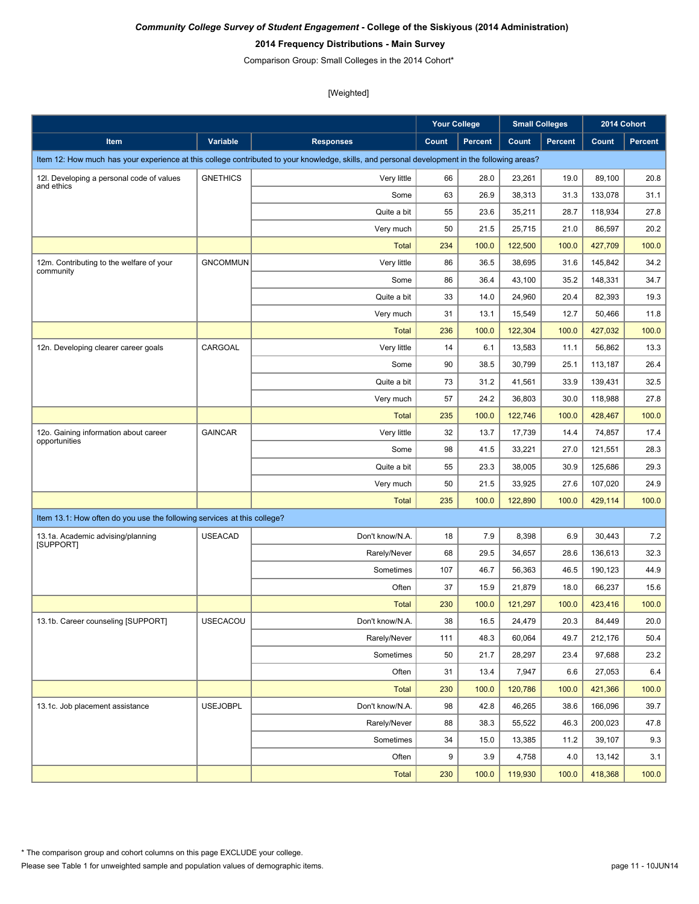***Community College Survey of Student Engagement*** **- College of the Siskiyous (2014 Administration)**

**2014 Frequency Distributions - Main Survey**

Comparison Group: Small Colleges in the 2014 Cohort*

[Weighted]

| Item | Variable | Responses | Your College | | Small Colleges | | 2014 Cohort | |
|---|---|---|---|---|---|---|---|---|
| | | | Count | Percent | Count | Percent | Count | Percent |
| Item 12: How much has your experience at this college contributed to your knowledge, skills, and personal development in the following areas? | | | | | | | | |
| 12l. Developing a personal code of values and ethics | GNETHICS | Very little | 66 | 28.0 | 23,261 | 19.0 | 89,100 | 20.8 |
| | | Some | 63 | 26.9 | 38,313 | 31.3 | 133,078 | 31.1 |
| | | Quite a bit | 55 | 23.6 | 35,211 | 28.7 | 118,934 | 27.8 |
| | | Very much | 50 | 21.5 | 25,715 | 21.0 | 86,597 | 20.2 |
| | | Total | 234 | 100.0 | 122,500 | 100.0 | 427,709 | 100.0 |
| 12m. Contributing to the welfare of your community | GNCOMMUN | Very little | 86 | 36.5 | 38,695 | 31.6 | 145,842 | 34.2 |
| | | Some | 86 | 36.4 | 43,100 | 35.2 | 148,331 | 34.7 |
| | | Quite a bit | 33 | 14.0 | 24,960 | 20.4 | 82,393 | 19.3 |
| | | Very much | 31 | 13.1 | 15,549 | 12.7 | 50,466 | 11.8 |
| | | Total | 236 | 100.0 | 122,304 | 100.0 | 427,032 | 100.0 |
| 12n. Developing clearer career goals | CARGOAL | Very little | 14 | 6.1 | 13,583 | 11.1 | 56,862 | 13.3 |
| | | Some | 90 | 38.5 | 30,799 | 25.1 | 113,187 | 26.4 |
| | | Quite a bit | 73 | 31.2 | 41,561 | 33.9 | 139,431 | 32.5 |
| | | Very much | 57 | 24.2 | 36,803 | 30.0 | 118,988 | 27.8 |
| | | Total | 235 | 100.0 | 122,746 | 100.0 | 428,467 | 100.0 |
| 12o. Gaining information about career opportunities | GAINCAR | Very little | 32 | 13.7 | 17,739 | 14.4 | 74,857 | 17.4 |
| | | Some | 98 | 41.5 | 33,221 | 27.0 | 121,551 | 28.3 |
| | | Quite a bit | 55 | 23.3 | 38,005 | 30.9 | 125,686 | 29.3 |
| | | Very much | 50 | 21.5 | 33,925 | 27.6 | 107,020 | 24.9 |
| | | Total | 235 | 100.0 | 122,890 | 100.0 | 429,114 | 100.0 |
| Item 13.1: How often do you use the following services at this college? | | | | | | | | |
| 13.1a. Academic advising/planning [SUPPORT] | USEACAD | Don't know/N.A. | 18 | 7.9 | 8,398 | 6.9 | 30,443 | 7.2 |
| | | Rarely/Never | 68 | 29.5 | 34,657 | 28.6 | 136,613 | 32.3 |
| | | Sometimes | 107 | 46.7 | 56,363 | 46.5 | 190,123 | 44.9 |
| | | Often | 37 | 15.9 | 21,879 | 18.0 | 66,237 | 15.6 |
| | | Total | 230 | 100.0 | 121,297 | 100.0 | 423,416 | 100.0 |
| 13.1b. Career counseling [SUPPORT] | USECACOU | Don't know/N.A. | 38 | 16.5 | 24,479 | 20.3 | 84,449 | 20.0 |
| | | Rarely/Never | 111 | 48.3 | 60,064 | 49.7 | 212,176 | 50.4 |
| | | Sometimes | 50 | 21.7 | 28,297 | 23.4 | 97,688 | 23.2 |
| | | Often | 31 | 13.4 | 7,947 | 6.6 | 27,053 | 6.4 |
| | | Total | 230 | 100.0 | 120,786 | 100.0 | 421,366 | 100.0 |
| 13.1c. Job placement assistance | USEJOBPL | Don't know/N.A. | 98 | 42.8 | 46,265 | 38.6 | 166,096 | 39.7 |
| | | Rarely/Never | 88 | 38.3 | 55,522 | 46.3 | 200,023 | 47.8 |
| | | Sometimes | 34 | 15.0 | 13,385 | 11.2 | 39,107 | 9.3 |
| | | Often | 9 | 3.9 | 4,758 | 4.0 | 13,142 | 3.1 |
| | | Total | 230 | 100.0 | 119,930 | 100.0 | 418,368 | 100.0 |

* The comparison group and cohort columns on this page EXCLUDE your college.

Please see Table 1 for unweighted sample and population values of demographic items.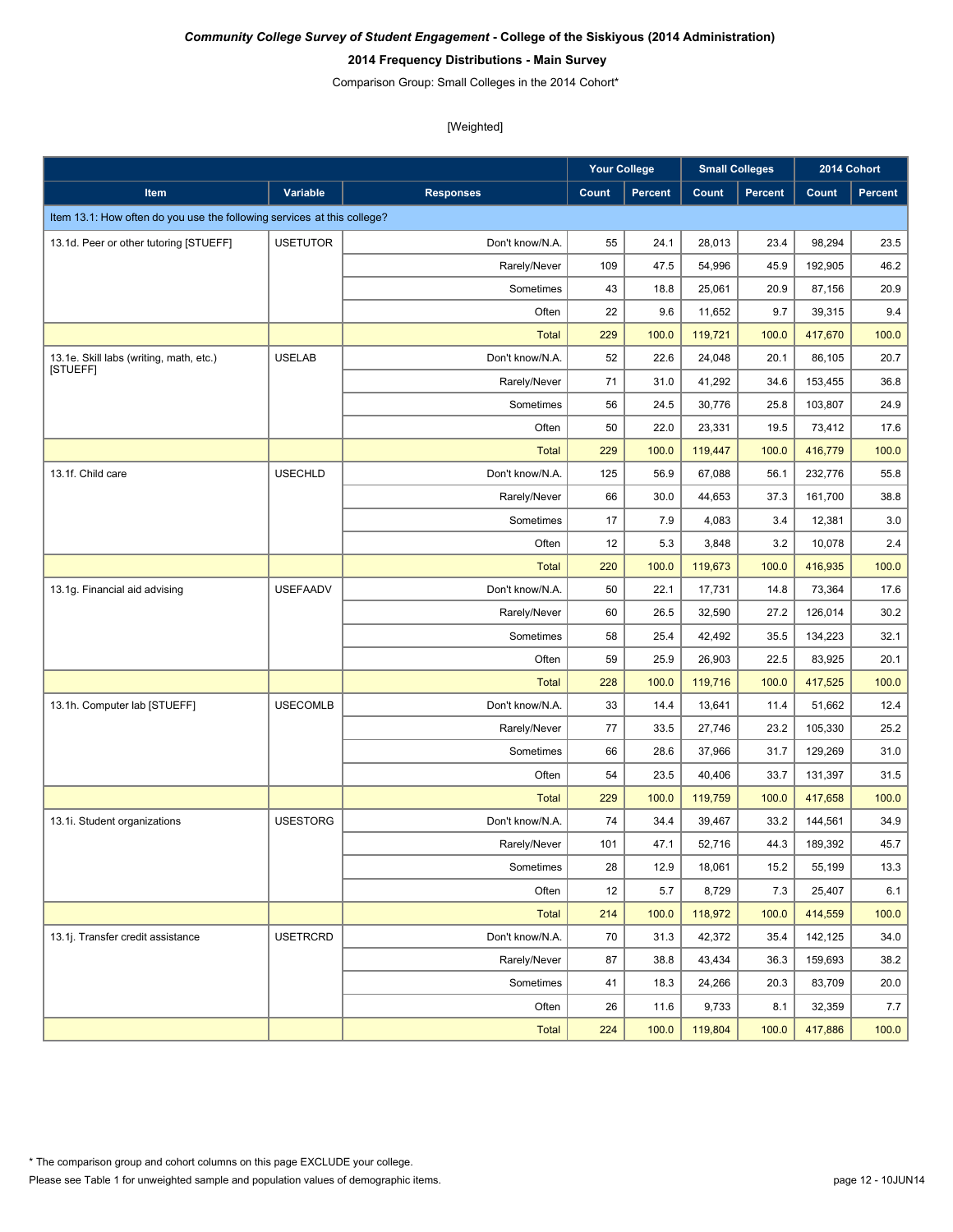***Community College Survey of Student Engagement*** **- College of the Siskiyous (2014 Administration)**

**2014 Frequency Distributions - Main Survey**

Comparison Group: Small Colleges in the 2014 Cohort*

[Weighted]

| | | | Your College | | Small Colleges | | 2014 Cohort | |
|---|---|---|---|---|---|---|---|---|
| **Item** | **Variable** | **Responses** | **Count** | **Percent** | **Count** | **Percent** | **Count** | **Percent** |
| Item 13.1: How often do you use the following services at this college? | | | | | | | | |
| 13.1d. Peer or other tutoring [STUEFF] | USETUTOR | Don't know/N.A. | 55 | 24.1 | 28,013 | 23.4 | 98,294 | 23.5 |
| | | Rarely/Never | 109 | 47.5 | 54,996 | 45.9 | 192,905 | 46.2 |
| | | Sometimes | 43 | 18.8 | 25,061 | 20.9 | 87,156 | 20.9 |
| | | Often | 22 | 9.6 | 11,652 | 9.7 | 39,315 | 9.4 |
| | | Total | 229 | 100.0 | 119,721 | 100.0 | 417,670 | 100.0 |
| 13.1e. Skill labs (writing, math, etc.) [STUEFF] | USELAB | Don't know/N.A. | 52 | 22.6 | 24,048 | 20.1 | 86,105 | 20.7 |
| | | Rarely/Never | 71 | 31.0 | 41,292 | 34.6 | 153,455 | 36.8 |
| | | Sometimes | 56 | 24.5 | 30,776 | 25.8 | 103,807 | 24.9 |
| | | Often | 50 | 22.0 | 23,331 | 19.5 | 73,412 | 17.6 |
| | | Total | 229 | 100.0 | 119,447 | 100.0 | 416,779 | 100.0 |
| 13.1f. Child care | USECHLD | Don't know/N.A. | 125 | 56.9 | 67,088 | 56.1 | 232,776 | 55.8 |
| | | Rarely/Never | 66 | 30.0 | 44,653 | 37.3 | 161,700 | 38.8 |
| | | Sometimes | 17 | 7.9 | 4,083 | 3.4 | 12,381 | 3.0 |
| | | Often | 12 | 5.3 | 3,848 | 3.2 | 10,078 | 2.4 |
| | | Total | 220 | 100.0 | 119,673 | 100.0 | 416,935 | 100.0 |
| 13.1g. Financial aid advising | USEFAADV | Don't know/N.A. | 50 | 22.1 | 17,731 | 14.8 | 73,364 | 17.6 |
| | | Rarely/Never | 60 | 26.5 | 32,590 | 27.2 | 126,014 | 30.2 |
| | | Sometimes | 58 | 25.4 | 42,492 | 35.5 | 134,223 | 32.1 |
| | | Often | 59 | 25.9 | 26,903 | 22.5 | 83,925 | 20.1 |
| | | Total | 228 | 100.0 | 119,716 | 100.0 | 417,525 | 100.0 |
| 13.1h. Computer lab [STUEFF] | USECOMLB | Don't know/N.A. | 33 | 14.4 | 13,641 | 11.4 | 51,662 | 12.4 |
| | | Rarely/Never | 77 | 33.5 | 27,746 | 23.2 | 105,330 | 25.2 |
| | | Sometimes | 66 | 28.6 | 37,966 | 31.7 | 129,269 | 31.0 |
| | | Often | 54 | 23.5 | 40,406 | 33.7 | 131,397 | 31.5 |
| | | Total | 229 | 100.0 | 119,759 | 100.0 | 417,658 | 100.0 |
| 13.1i. Student organizations | USESTORG | Don't know/N.A. | 74 | 34.4 | 39,467 | 33.2 | 144,561 | 34.9 |
| | | Rarely/Never | 101 | 47.1 | 52,716 | 44.3 | 189,392 | 45.7 |
| | | Sometimes | 28 | 12.9 | 18,061 | 15.2 | 55,199 | 13.3 |
| | | Often | 12 | 5.7 | 8,729 | 7.3 | 25,407 | 6.1 |
| | | Total | 214 | 100.0 | 118,972 | 100.0 | 414,559 | 100.0 |
| 13.1j. Transfer credit assistance | USETRCRD | Don't know/N.A. | 70 | 31.3 | 42,372 | 35.4 | 142,125 | 34.0 |
| | | Rarely/Never | 87 | 38.8 | 43,434 | 36.3 | 159,693 | 38.2 |
| | | Sometimes | 41 | 18.3 | 24,266 | 20.3 | 83,709 | 20.0 |
| | | Often | 26 | 11.6 | 9,733 | 8.1 | 32,359 | 7.7 |
| | | Total | 224 | 100.0 | 119,804 | 100.0 | 417,886 | 100.0 |

* The comparison group and cohort columns on this page EXCLUDE your college.

Please see Table 1 for unweighted sample and population values of demographic items.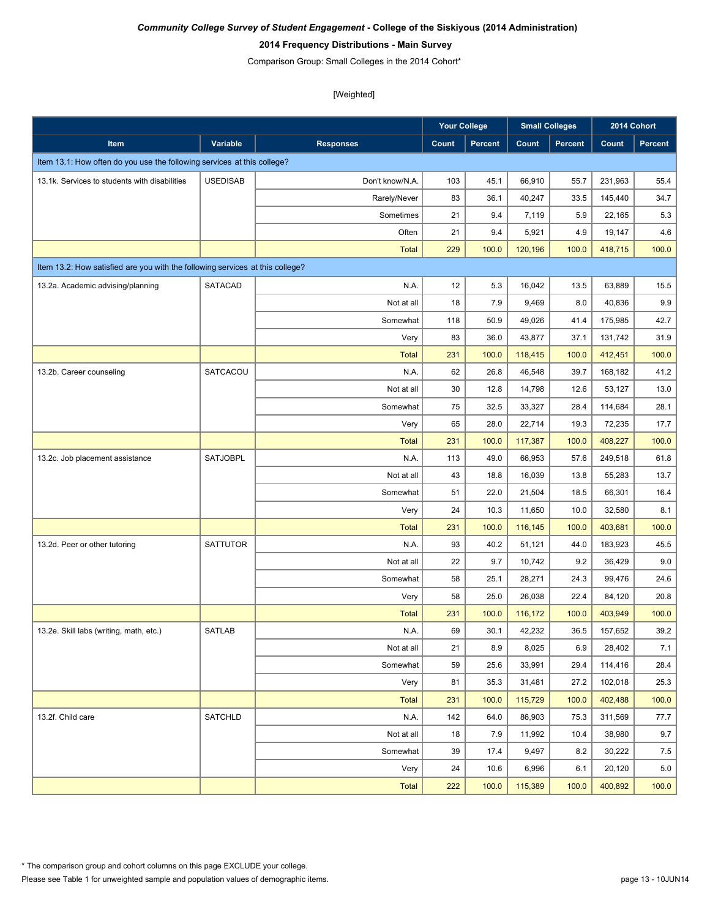***Community College Survey of Student Engagement* - College of the Siskiyous (2014 Administration)**

**2014 Frequency Distributions - Main Survey**

Comparison Group: Small Colleges in the 2014 Cohort*

[Weighted]

| | | | Your College | | Small Colleges | | 2014 Cohort | |
|---|---|---|---|---|---|---|---|---|
| **Item** | **Variable** | **Responses** | **Count** | **Percent** | **Count** | **Percent** | **Count** | **Percent** |
| Item 13.1: How often do you use the following services at this college? | | | | | | | | |
| 13.1k. Services to students with disabilities | USEDISAB | Don't know/N.A. | 103 | 45.1 | 66,910 | 55.7 | 231,963 | 55.4 |
| | | Rarely/Never | 83 | 36.1 | 40,247 | 33.5 | 145,440 | 34.7 |
| | | Sometimes | 21 | 9.4 | 7,119 | 5.9 | 22,165 | 5.3 |
| | | Often | 21 | 9.4 | 5,921 | 4.9 | 19,147 | 4.6 |
| | | Total | 229 | 100.0 | 120,196 | 100.0 | 418,715 | 100.0 |
| Item 13.2: How satisfied are you with the following services at this college? | | | | | | | | |
| 13.2a. Academic advising/planning | SATACAD | N.A. | 12 | 5.3 | 16,042 | 13.5 | 63,889 | 15.5 |
| | | Not at all | 18 | 7.9 | 9,469 | 8.0 | 40,836 | 9.9 |
| | | Somewhat | 118 | 50.9 | 49,026 | 41.4 | 175,985 | 42.7 |
| | | Very | 83 | 36.0 | 43,877 | 37.1 | 131,742 | 31.9 |
| | | Total | 231 | 100.0 | 118,415 | 100.0 | 412,451 | 100.0 |
| 13.2b. Career counseling | SATCACOU | N.A. | 62 | 26.8 | 46,548 | 39.7 | 168,182 | 41.2 |
| | | Not at all | 30 | 12.8 | 14,798 | 12.6 | 53,127 | 13.0 |
| | | Somewhat | 75 | 32.5 | 33,327 | 28.4 | 114,684 | 28.1 |
| | | Very | 65 | 28.0 | 22,714 | 19.3 | 72,235 | 17.7 |
| | | Total | 231 | 100.0 | 117,387 | 100.0 | 408,227 | 100.0 |
| 13.2c. Job placement assistance | SATJOBPL | N.A. | 113 | 49.0 | 66,953 | 57.6 | 249,518 | 61.8 |
| | | Not at all | 43 | 18.8 | 16,039 | 13.8 | 55,283 | 13.7 |
| | | Somewhat | 51 | 22.0 | 21,504 | 18.5 | 66,301 | 16.4 |
| | | Very | 24 | 10.3 | 11,650 | 10.0 | 32,580 | 8.1 |
| | | Total | 231 | 100.0 | 116,145 | 100.0 | 403,681 | 100.0 |
| 13.2d. Peer or other tutoring | SATTUTOR | N.A. | 93 | 40.2 | 51,121 | 44.0 | 183,923 | 45.5 |
| | | Not at all | 22 | 9.7 | 10,742 | 9.2 | 36,429 | 9.0 |
| | | Somewhat | 58 | 25.1 | 28,271 | 24.3 | 99,476 | 24.6 |
| | | Very | 58 | 25.0 | 26,038 | 22.4 | 84,120 | 20.8 |
| | | Total | 231 | 100.0 | 116,172 | 100.0 | 403,949 | 100.0 |
| 13.2e. Skill labs (writing, math, etc.) | SATLAB | N.A. | 69 | 30.1 | 42,232 | 36.5 | 157,652 | 39.2 |
| | | Not at all | 21 | 8.9 | 8,025 | 6.9 | 28,402 | 7.1 |
| | | Somewhat | 59 | 25.6 | 33,991 | 29.4 | 114,416 | 28.4 |
| | | Very | 81 | 35.3 | 31,481 | 27.2 | 102,018 | 25.3 |
| | | Total | 231 | 100.0 | 115,729 | 100.0 | 402,488 | 100.0 |
| 13.2f. Child care | SATCHLD | N.A. | 142 | 64.0 | 86,903 | 75.3 | 311,569 | 77.7 |
| | | Not at all | 18 | 7.9 | 11,992 | 10.4 | 38,980 | 9.7 |
| | | Somewhat | 39 | 17.4 | 9,497 | 8.2 | 30,222 | 7.5 |
| | | Very | 24 | 10.6 | 6,996 | 6.1 | 20,120 | 5.0 |
| | | Total | 222 | 100.0 | 115,389 | 100.0 | 400,892 | 100.0 |

* The comparison group and cohort columns on this page EXCLUDE your college.

Please see Table 1 for unweighted sample and population values of demographic items.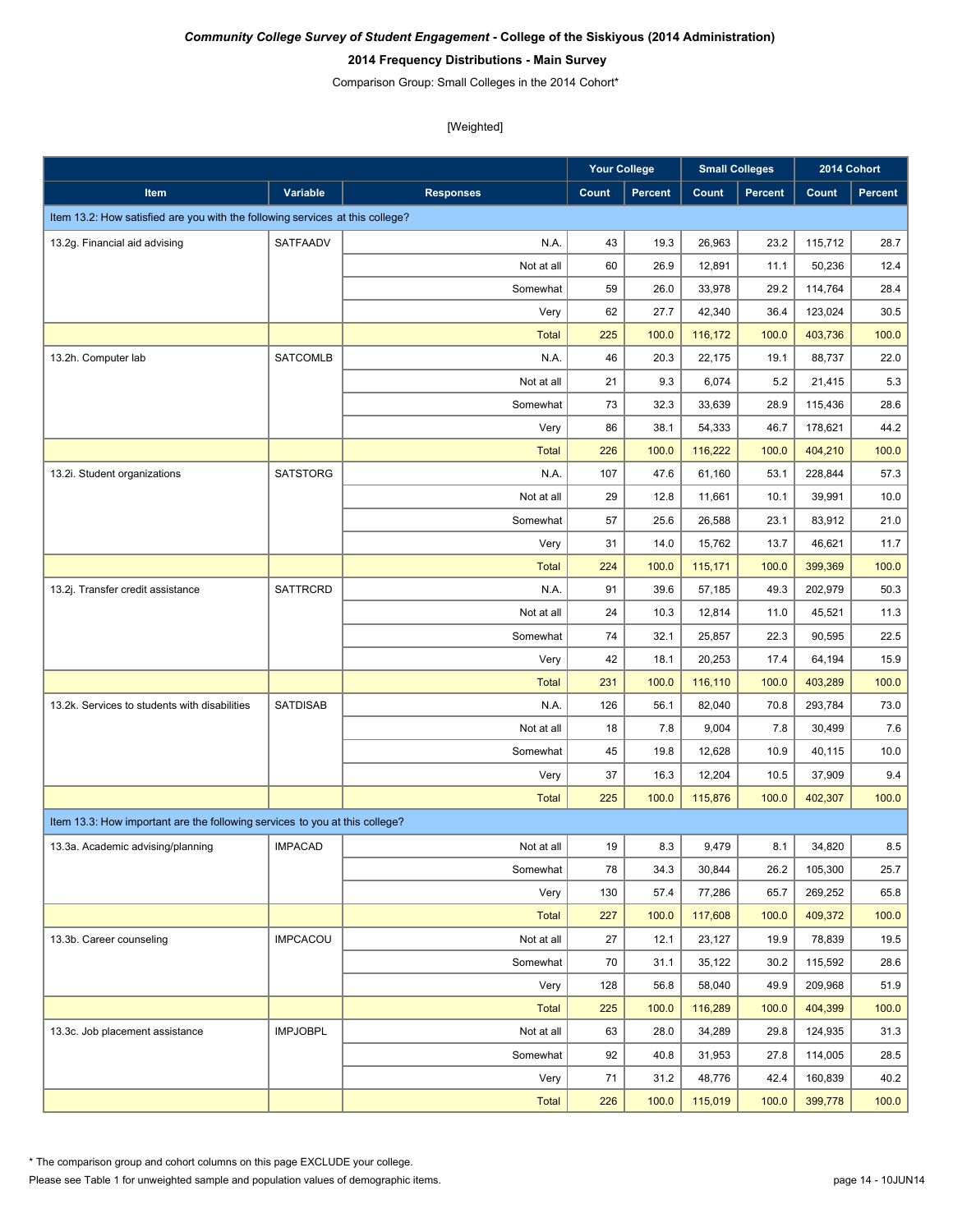***Community College Survey of Student Engagement* - College of the Siskiyous (2014 Administration)**

**2014 Frequency Distributions - Main Survey**

Comparison Group: Small Colleges in the 2014 Cohort*

[Weighted]

| | | | Your College | | Small Colleges | | 2014 Cohort | |
|---|---|---|---|---|---|---|---|---|
| **Item** | **Variable** | **Responses** | **Count** | **Percent** | **Count** | **Percent** | **Count** | **Percent** |
| Item 13.2: How satisfied are you with the following services at this college? | | | | | | | | |
| 13.2g. Financial aid advising | SATFAADV | N.A. | 43 | 19.3 | 26,963 | 23.2 | 115,712 | 28.7 |
| | | Not at all | 60 | 26.9 | 12,891 | 11.1 | 50,236 | 12.4 |
| | | Somewhat | 59 | 26.0 | 33,978 | 29.2 | 114,764 | 28.4 |
| | | Very | 62 | 27.7 | 42,340 | 36.4 | 123,024 | 30.5 |
| | | Total | 225 | 100.0 | 116,172 | 100.0 | 403,736 | 100.0 |
| 13.2h. Computer lab | SATCOMLB | N.A. | 46 | 20.3 | 22,175 | 19.1 | 88,737 | 22.0 |
| | | Not at all | 21 | 9.3 | 6,074 | 5.2 | 21,415 | 5.3 |
| | | Somewhat | 73 | 32.3 | 33,639 | 28.9 | 115,436 | 28.6 |
| | | Very | 86 | 38.1 | 54,333 | 46.7 | 178,621 | 44.2 |
| | | Total | 226 | 100.0 | 116,222 | 100.0 | 404,210 | 100.0 |
| 13.2i. Student organizations | SATSTORG | N.A. | 107 | 47.6 | 61,160 | 53.1 | 228,844 | 57.3 |
| | | Not at all | 29 | 12.8 | 11,661 | 10.1 | 39,991 | 10.0 |
| | | Somewhat | 57 | 25.6 | 26,588 | 23.1 | 83,912 | 21.0 |
| | | Very | 31 | 14.0 | 15,762 | 13.7 | 46,621 | 11.7 |
| | | Total | 224 | 100.0 | 115,171 | 100.0 | 399,369 | 100.0 |
| 13.2j. Transfer credit assistance | SATTRCRD | N.A. | 91 | 39.6 | 57,185 | 49.3 | 202,979 | 50.3 |
| | | Not at all | 24 | 10.3 | 12,814 | 11.0 | 45,521 | 11.3 |
| | | Somewhat | 74 | 32.1 | 25,857 | 22.3 | 90,595 | 22.5 |
| | | Very | 42 | 18.1 | 20,253 | 17.4 | 64,194 | 15.9 |
| | | Total | 231 | 100.0 | 116,110 | 100.0 | 403,289 | 100.0 |
| 13.2k. Services to students with disabilities | SATDISAB | N.A. | 126 | 56.1 | 82,040 | 70.8 | 293,784 | 73.0 |
| | | Not at all | 18 | 7.8 | 9,004 | 7.8 | 30,499 | 7.6 |
| | | Somewhat | 45 | 19.8 | 12,628 | 10.9 | 40,115 | 10.0 |
| | | Very | 37 | 16.3 | 12,204 | 10.5 | 37,909 | 9.4 |
| | | Total | 225 | 100.0 | 115,876 | 100.0 | 402,307 | 100.0 |
| Item 13.3: How important are the following services to you at this college? | | | | | | | | |
| 13.3a. Academic advising/planning | IMPACAD | Not at all | 19 | 8.3 | 9,479 | 8.1 | 34,820 | 8.5 |
| | | Somewhat | 78 | 34.3 | 30,844 | 26.2 | 105,300 | 25.7 |
| | | Very | 130 | 57.4 | 77,286 | 65.7 | 269,252 | 65.8 |
| | | Total | 227 | 100.0 | 117,608 | 100.0 | 409,372 | 100.0 |
| 13.3b. Career counseling | IMPCACOU | Not at all | 27 | 12.1 | 23,127 | 19.9 | 78,839 | 19.5 |
| | | Somewhat | 70 | 31.1 | 35,122 | 30.2 | 115,592 | 28.6 |
| | | Very | 128 | 56.8 | 58,040 | 49.9 | 209,968 | 51.9 |
| | | Total | 225 | 100.0 | 116,289 | 100.0 | 404,399 | 100.0 |
| 13.3c. Job placement assistance | IMPJOBPL | Not at all | 63 | 28.0 | 34,289 | 29.8 | 124,935 | 31.3 |
| | | Somewhat | 92 | 40.8 | 31,953 | 27.8 | 114,005 | 28.5 |
| | | Very | 71 | 31.2 | 48,776 | 42.4 | 160,839 | 40.2 |
| | | Total | 226 | 100.0 | 115,019 | 100.0 | 399,778 | 100.0 |

* The comparison group and cohort columns on this page EXCLUDE your college.

Please see Table 1 for unweighted sample and population values of demographic items.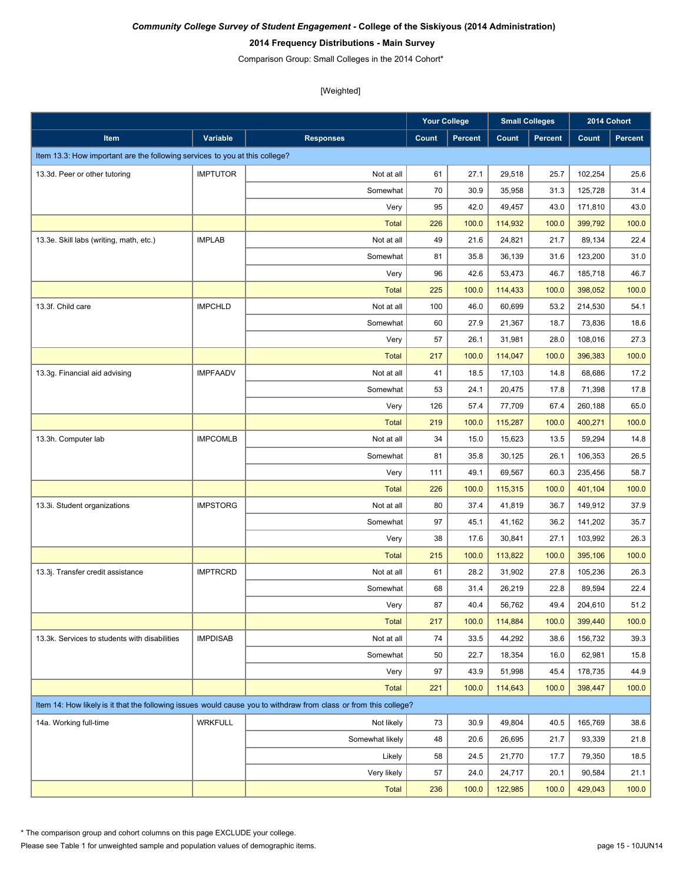***Community College Survey of Student Engagement* - College of the Siskiyous (2014 Administration)**

**2014 Frequency Distributions - Main Survey**

Comparison Group: Small Colleges in the 2014 Cohort*

[Weighted]

| Item | Variable | Responses | Your College | | Small Colleges | | 2014 Cohort | |
|---|---|---|---|---|---|---|---|---|
| | | | Count | Percent | Count | Percent | Count | Percent |
| Item 13.3: How important are the following services to you at this college? | | | | | | | | |
| 13.3d. Peer or other tutoring | IMPTUTOR | Not at all | 61 | 27.1 | 29,518 | 25.7 | 102,254 | 25.6 |
| | | Somewhat | 70 | 30.9 | 35,958 | 31.3 | 125,728 | 31.4 |
| | | Very | 95 | 42.0 | 49,457 | 43.0 | 171,810 | 43.0 |
| | | Total | 226 | 100.0 | 114,932 | 100.0 | 399,792 | 100.0 |
| 13.3e. Skill labs (writing, math, etc.) | IMPLAB | Not at all | 49 | 21.6 | 24,821 | 21.7 | 89,134 | 22.4 |
| | | Somewhat | 81 | 35.8 | 36,139 | 31.6 | 123,200 | 31.0 |
| | | Very | 96 | 42.6 | 53,473 | 46.7 | 185,718 | 46.7 |
| | | Total | 225 | 100.0 | 114,433 | 100.0 | 398,052 | 100.0 |
| 13.3f. Child care | IMPCHLD | Not at all | 100 | 46.0 | 60,699 | 53.2 | 214,530 | 54.1 |
| | | Somewhat | 60 | 27.9 | 21,367 | 18.7 | 73,836 | 18.6 |
| | | Very | 57 | 26.1 | 31,981 | 28.0 | 108,016 | 27.3 |
| | | Total | 217 | 100.0 | 114,047 | 100.0 | 396,383 | 100.0 |
| 13.3g. Financial aid advising | IMPFAADV | Not at all | 41 | 18.5 | 17,103 | 14.8 | 68,686 | 17.2 |
| | | Somewhat | 53 | 24.1 | 20,475 | 17.8 | 71,398 | 17.8 |
| | | Very | 126 | 57.4 | 77,709 | 67.4 | 260,188 | 65.0 |
| | | Total | 219 | 100.0 | 115,287 | 100.0 | 400,271 | 100.0 |
| 13.3h. Computer lab | IMPCOMLB | Not at all | 34 | 15.0 | 15,623 | 13.5 | 59,294 | 14.8 |
| | | Somewhat | 81 | 35.8 | 30,125 | 26.1 | 106,353 | 26.5 |
| | | Very | 111 | 49.1 | 69,567 | 60.3 | 235,456 | 58.7 |
| | | Total | 226 | 100.0 | 115,315 | 100.0 | 401,104 | 100.0 |
| 13.3i. Student organizations | IMPSTORG | Not at all | 80 | 37.4 | 41,819 | 36.7 | 149,912 | 37.9 |
| | | Somewhat | 97 | 45.1 | 41,162 | 36.2 | 141,202 | 35.7 |
| | | Very | 38 | 17.6 | 30,841 | 27.1 | 103,992 | 26.3 |
| | | Total | 215 | 100.0 | 113,822 | 100.0 | 395,106 | 100.0 |
| 13.3j. Transfer credit assistance | IMPTRCRD | Not at all | 61 | 28.2 | 31,902 | 27.8 | 105,236 | 26.3 |
| | | Somewhat | 68 | 31.4 | 26,219 | 22.8 | 89,594 | 22.4 |
| | | Very | 87 | 40.4 | 56,762 | 49.4 | 204,610 | 51.2 |
| | | Total | 217 | 100.0 | 114,884 | 100.0 | 399,440 | 100.0 |
| 13.3k. Services to students with disabilities | IMPDISAB | Not at all | 74 | 33.5 | 44,292 | 38.6 | 156,732 | 39.3 |
| | | Somewhat | 50 | 22.7 | 18,354 | 16.0 | 62,981 | 15.8 |
| | | Very | 97 | 43.9 | 51,998 | 45.4 | 178,735 | 44.9 |
| | | Total | 221 | 100.0 | 114,643 | 100.0 | 398,447 | 100.0 |
| Item 14: How likely is it that the following issues would cause you to withdraw from class or from this college? | | | | | | | | |
| 14a. Working full-time | WRKFULL | Not likely | 73 | 30.9 | 49,804 | 40.5 | 165,769 | 38.6 |
| | | Somewhat likely | 48 | 20.6 | 26,695 | 21.7 | 93,339 | 21.8 |
| | | Likely | 58 | 24.5 | 21,770 | 17.7 | 79,350 | 18.5 |
| | | Very likely | 57 | 24.0 | 24,717 | 20.1 | 90,584 | 21.1 |
| | | Total | 236 | 100.0 | 122,985 | 100.0 | 429,043 | 100.0 |

* The comparison group and cohort columns on this page EXCLUDE your college.

Please see Table 1 for unweighted sample and population values of demographic items.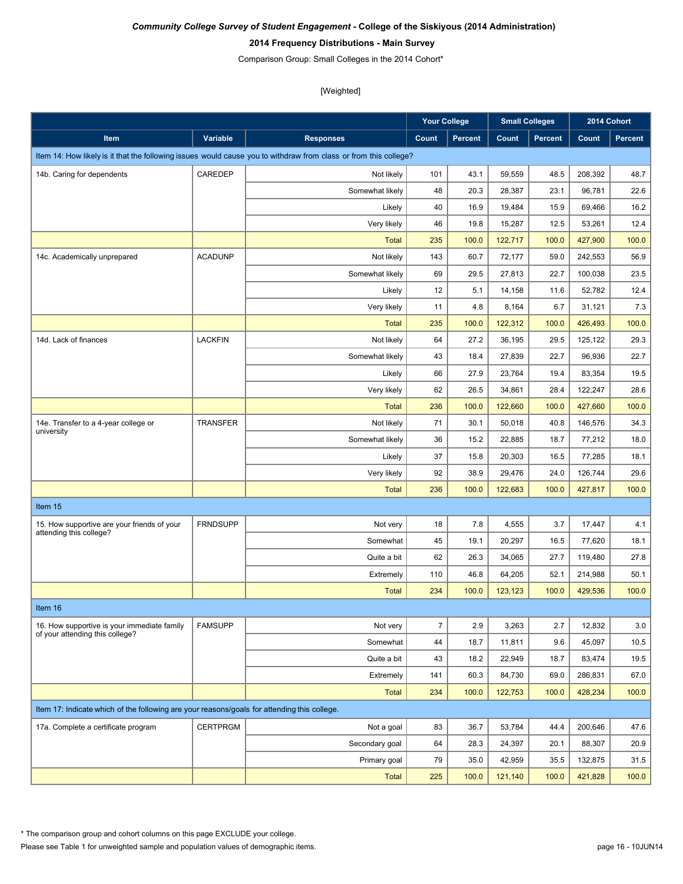***Community College Survey of Student Engagement*** **- College of the Siskiyous (2014 Administration)**

**2014 Frequency Distributions - Main Survey**

Comparison Group: Small Colleges in the 2014 Cohort*

[Weighted]

| | | | Your College | | Small Colleges | | 2014 Cohort | |
|---|---|---|---|---|---|---|---|---|
| **Item** | **Variable** | **Responses** | **Count** | **Percent** | **Count** | **Percent** | **Count** | **Percent** |
| Item 14: How likely is it that the following issues would cause you to withdraw from class or from this college? | | | | | | | | |
| 14b. Caring for dependents | CAREDEP | Not likely | 101 | 43.1 | 59,559 | 48.5 | 208,392 | 48.7 |
| | | Somewhat likely | 48 | 20.3 | 28,387 | 23.1 | 96,781 | 22.6 |
| | | Likely | 40 | 16.9 | 19,484 | 15.9 | 69,466 | 16.2 |
| | | Very likely | 46 | 19.8 | 15,287 | 12.5 | 53,261 | 12.4 |
| | | Total | 235 | 100.0 | 122,717 | 100.0 | 427,900 | 100.0 |
| 14c. Academically unprepared | ACADUNP | Not likely | 143 | 60.7 | 72,177 | 59.0 | 242,553 | 56.9 |
| | | Somewhat likely | 69 | 29.5 | 27,813 | 22.7 | 100,038 | 23.5 |
| | | Likely | 12 | 5.1 | 14,158 | 11.6 | 52,782 | 12.4 |
| | | Very likely | 11 | 4.8 | 8,164 | 6.7 | 31,121 | 7.3 |
| | | Total | 235 | 100.0 | 122,312 | 100.0 | 426,493 | 100.0 |
| 14d. Lack of finances | LACKFIN | Not likely | 64 | 27.2 | 36,195 | 29.5 | 125,122 | 29.3 |
| | | Somewhat likely | 43 | 18.4 | 27,839 | 22.7 | 96,936 | 22.7 |
| | | Likely | 66 | 27.9 | 23,764 | 19.4 | 83,354 | 19.5 |
| | | Very likely | 62 | 26.5 | 34,861 | 28.4 | 122,247 | 28.6 |
| | | Total | 236 | 100.0 | 122,660 | 100.0 | 427,660 | 100.0 |
| 14e. Transfer to a 4-year college or university | TRANSFER | Not likely | 71 | 30.1 | 50,018 | 40.8 | 146,576 | 34.3 |
| | | Somewhat likely | 36 | 15.2 | 22,885 | 18.7 | 77,212 | 18.0 |
| | | Likely | 37 | 15.8 | 20,303 | 16.5 | 77,285 | 18.1 |
| | | Very likely | 92 | 38.9 | 29,476 | 24.0 | 126,744 | 29.6 |
| | | Total | 236 | 100.0 | 122,683 | 100.0 | 427,817 | 100.0 |
| Item 15 | | | | | | | | |
| 15. How supportive are your friends of your attending this college? | FRNDSUPP | Not very | 18 | 7.8 | 4,555 | 3.7 | 17,447 | 4.1 |
| | | Somewhat | 45 | 19.1 | 20,297 | 16.5 | 77,620 | 18.1 |
| | | Quite a bit | 62 | 26.3 | 34,065 | 27.7 | 119,480 | 27.8 |
| | | Extremely | 110 | 46.8 | 64,205 | 52.1 | 214,988 | 50.1 |
| | | Total | 234 | 100.0 | 123,123 | 100.0 | 429,536 | 100.0 |
| Item 16 | | | | | | | | |
| 16. How supportive is your immediate family of your attending this college? | FAMSUPP | Not very | 7 | 2.9 | 3,263 | 2.7 | 12,832 | 3.0 |
| | | Somewhat | 44 | 18.7 | 11,811 | 9.6 | 45,097 | 10.5 |
| | | Quite a bit | 43 | 18.2 | 22,949 | 18.7 | 83,474 | 19.5 |
| | | Extremely | 141 | 60.3 | 84,730 | 69.0 | 286,831 | 67.0 |
| | | Total | 234 | 100.0 | 122,753 | 100.0 | 428,234 | 100.0 |
| Item 17: Indicate which of the following are your reasons/goals for attending this college. | | | | | | | | |
| 17a. Complete a certificate program | CERTPRGM | Not a goal | 83 | 36.7 | 53,784 | 44.4 | 200,646 | 47.6 |
| | | Secondary goal | 64 | 28.3 | 24,397 | 20.1 | 88,307 | 20.9 |
| | | Primary goal | 79 | 35.0 | 42,959 | 35.5 | 132,875 | 31.5 |
| | | Total | 225 | 100.0 | 121,140 | 100.0 | 421,828 | 100.0 |

\* The comparison group and cohort columns on this page EXCLUDE your college.

Please see Table 1 for unweighted sample and population values of demographic items.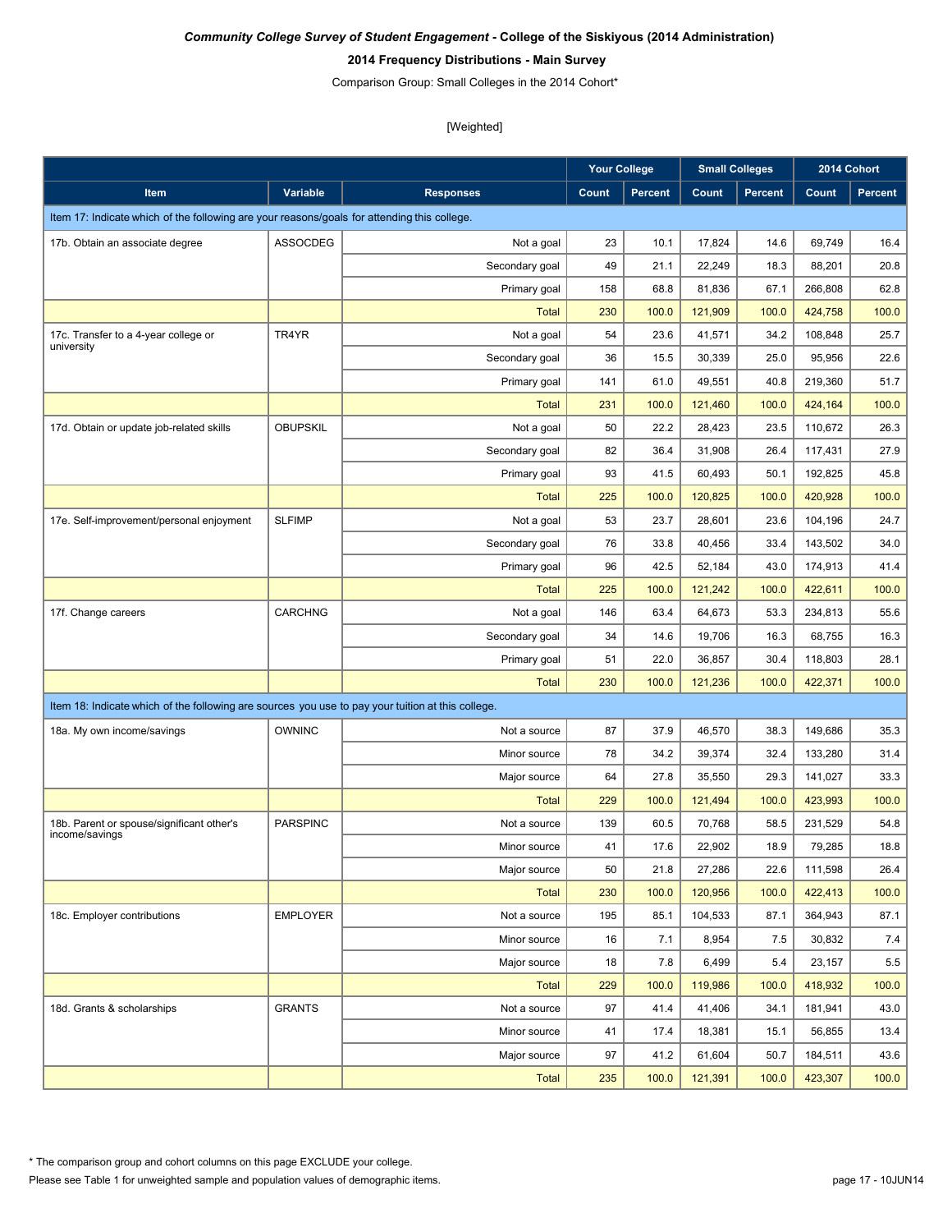*Community College Survey of Student Engagement* - **College of the Siskiyous (2014 Administration)**

**2014 Frequency Distributions - Main Survey**

Comparison Group: Small Colleges in the 2014 Cohort*

[Weighted]

| Item | Variable | Responses | Your College | | Small Colleges | | 2014 Cohort | |
|---|---|---|---|---|---|---|---|---|
| | | | Count | Percent | Count | Percent | Count | Percent |
| Item 17: Indicate which of the following are your reasons/goals for attending this college. | | | | | | | | |
| 17b. Obtain an associate degree | ASSOCDEG | Not a goal | 23 | 10.1 | 17,824 | 14.6 | 69,749 | 16.4 |
| | | Secondary goal | 49 | 21.1 | 22,249 | 18.3 | 88,201 | 20.8 |
| | | Primary goal | 158 | 68.8 | 81,836 | 67.1 | 266,808 | 62.8 |
| | | Total | 230 | 100.0 | 121,909 | 100.0 | 424,758 | 100.0 |
| 17c. Transfer to a 4-year college or university | TR4YR | Not a goal | 54 | 23.6 | 41,571 | 34.2 | 108,848 | 25.7 |
| | | Secondary goal | 36 | 15.5 | 30,339 | 25.0 | 95,956 | 22.6 |
| | | Primary goal | 141 | 61.0 | 49,551 | 40.8 | 219,360 | 51.7 |
| | | Total | 231 | 100.0 | 121,460 | 100.0 | 424,164 | 100.0 |
| 17d. Obtain or update job-related skills | OBUPSKIL | Not a goal | 50 | 22.2 | 28,423 | 23.5 | 110,672 | 26.3 |
| | | Secondary goal | 82 | 36.4 | 31,908 | 26.4 | 117,431 | 27.9 |
| | | Primary goal | 93 | 41.5 | 60,493 | 50.1 | 192,825 | 45.8 |
| | | Total | 225 | 100.0 | 120,825 | 100.0 | 420,928 | 100.0 |
| 17e. Self-improvement/personal enjoyment | SLFIMP | Not a goal | 53 | 23.7 | 28,601 | 23.6 | 104,196 | 24.7 |
| | | Secondary goal | 76 | 33.8 | 40,456 | 33.4 | 143,502 | 34.0 |
| | | Primary goal | 96 | 42.5 | 52,184 | 43.0 | 174,913 | 41.4 |
| | | Total | 225 | 100.0 | 121,242 | 100.0 | 422,611 | 100.0 |
| 17f. Change careers | CARCHNG | Not a goal | 146 | 63.4 | 64,673 | 53.3 | 234,813 | 55.6 |
| | | Secondary goal | 34 | 14.6 | 19,706 | 16.3 | 68,755 | 16.3 |
| | | Primary goal | 51 | 22.0 | 36,857 | 30.4 | 118,803 | 28.1 |
| | | Total | 230 | 100.0 | 121,236 | 100.0 | 422,371 | 100.0 |
| Item 18: Indicate which of the following are sources you use to pay your tuition at this college. | | | | | | | | |
| 18a. My own income/savings | OWNINC | Not a source | 87 | 37.9 | 46,570 | 38.3 | 149,686 | 35.3 |
| | | Minor source | 78 | 34.2 | 39,374 | 32.4 | 133,280 | 31.4 |
| | | Major source | 64 | 27.8 | 35,550 | 29.3 | 141,027 | 33.3 |
| | | Total | 229 | 100.0 | 121,494 | 100.0 | 423,993 | 100.0 |
| 18b. Parent or spouse/significant other's income/savings | PARSPINC | Not a source | 139 | 60.5 | 70,768 | 58.5 | 231,529 | 54.8 |
| | | Minor source | 41 | 17.6 | 22,902 | 18.9 | 79,285 | 18.8 |
| | | Major source | 50 | 21.8 | 27,286 | 22.6 | 111,598 | 26.4 |
| | | Total | 230 | 100.0 | 120,956 | 100.0 | 422,413 | 100.0 |
| 18c. Employer contributions | EMPLOYER | Not a source | 195 | 85.1 | 104,533 | 87.1 | 364,943 | 87.1 |
| | | Minor source | 16 | 7.1 | 8,954 | 7.5 | 30,832 | 7.4 |
| | | Major source | 18 | 7.8 | 6,499 | 5.4 | 23,157 | 5.5 |
| | | Total | 229 | 100.0 | 119,986 | 100.0 | 418,932 | 100.0 |
| 18d. Grants & scholarships | GRANTS | Not a source | 97 | 41.4 | 41,406 | 34.1 | 181,941 | 43.0 |
| | | Minor source | 41 | 17.4 | 18,381 | 15.1 | 56,855 | 13.4 |
| | | Major source | 97 | 41.2 | 61,604 | 50.7 | 184,511 | 43.6 |
| | | Total | 235 | 100.0 | 121,391 | 100.0 | 423,307 | 100.0 |

\* The comparison group and cohort columns on this page EXCLUDE your college.

Please see Table 1 for unweighted sample and population values of demographic items.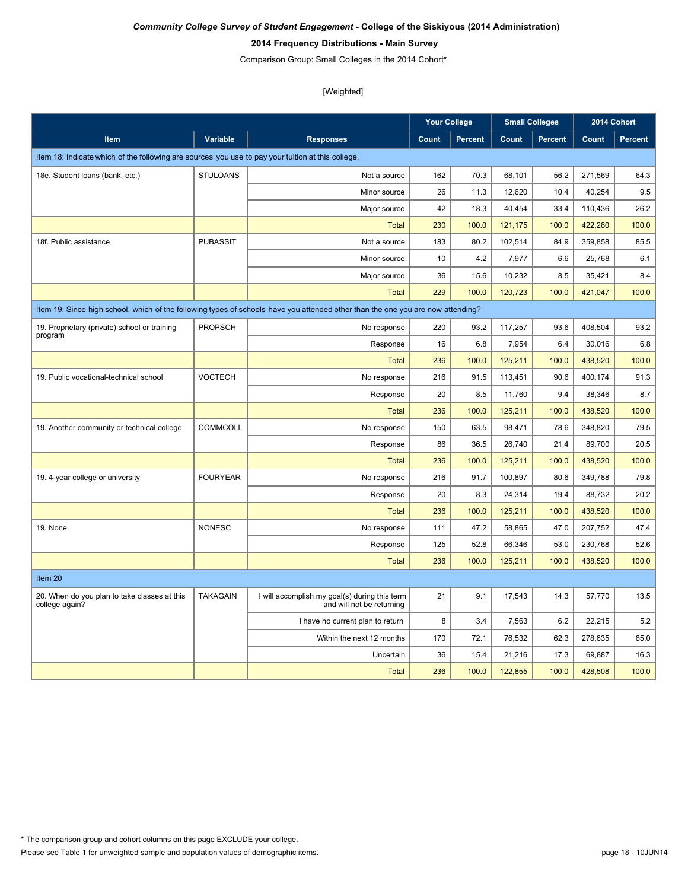***Community College Survey of Student Engagement* - College of the Siskiyous (2014 Administration)**

**2014 Frequency Distributions - Main Survey**

Comparison Group: Small Colleges in the 2014 Cohort*

[Weighted]

| | | | Your College | | Small Colleges | | 2014 Cohort | |
|---|---|---|---|---|---|---|---|---|
| **Item** | **Variable** | **Responses** | **Count** | **Percent** | **Count** | **Percent** | **Count** | **Percent** |
| Item 18: Indicate which of the following are sources you use to pay your tuition at this college. | | | | | | | | |
| 18e. Student loans (bank, etc.) | STULOANS | Not a source | 162 | 70.3 | 68,101 | 56.2 | 271,569 | 64.3 |
| | | Minor source | 26 | 11.3 | 12,620 | 10.4 | 40,254 | 9.5 |
| | | Major source | 42 | 18.3 | 40,454 | 33.4 | 110,436 | 26.2 |
| | | Total | 230 | 100.0 | 121,175 | 100.0 | 422,260 | 100.0 |
| 18f. Public assistance | PUBASSIT | Not a source | 183 | 80.2 | 102,514 | 84.9 | 359,858 | 85.5 |
| | | Minor source | 10 | 4.2 | 7,977 | 6.6 | 25,768 | 6.1 |
| | | Major source | 36 | 15.6 | 10,232 | 8.5 | 35,421 | 8.4 |
| | | Total | 229 | 100.0 | 120,723 | 100.0 | 421,047 | 100.0 |
| Item 19: Since high school, which of the following types of schools have you attended other than the one you are now attending? | | | | | | | | |
| 19. Proprietary (private) school or training program | PROPSCH | No response | 220 | 93.2 | 117,257 | 93.6 | 408,504 | 93.2 |
| | | Response | 16 | 6.8 | 7,954 | 6.4 | 30,016 | 6.8 |
| | | Total | 236 | 100.0 | 125,211 | 100.0 | 438,520 | 100.0 |
| 19. Public vocational-technical school | VOCTECH | No response | 216 | 91.5 | 113,451 | 90.6 | 400,174 | 91.3 |
| | | Response | 20 | 8.5 | 11,760 | 9.4 | 38,346 | 8.7 |
| | | Total | 236 | 100.0 | 125,211 | 100.0 | 438,520 | 100.0 |
| 19. Another community or technical college | COMMCOLL | No response | 150 | 63.5 | 98,471 | 78.6 | 348,820 | 79.5 |
| | | Response | 86 | 36.5 | 26,740 | 21.4 | 89,700 | 20.5 |
| | | Total | 236 | 100.0 | 125,211 | 100.0 | 438,520 | 100.0 |
| 19. 4-year college or university | FOURYEAR | No response | 216 | 91.7 | 100,897 | 80.6 | 349,788 | 79.8 |
| | | Response | 20 | 8.3 | 24,314 | 19.4 | 88,732 | 20.2 |
| | | Total | 236 | 100.0 | 125,211 | 100.0 | 438,520 | 100.0 |
| 19. None | NONESC | No response | 111 | 47.2 | 58,865 | 47.0 | 207,752 | 47.4 |
| | | Response | 125 | 52.8 | 66,346 | 53.0 | 230,768 | 52.6 |
| | | Total | 236 | 100.0 | 125,211 | 100.0 | 438,520 | 100.0 |
| Item 20 | | | | | | | | |
| 20. When do you plan to take classes at this college again? | TAKAGAIN | I will accomplish my goal(s) during this term and will not be returning | 21 | 9.1 | 17,543 | 14.3 | 57,770 | 13.5 |
| | | I have no current plan to return | 8 | 3.4 | 7,563 | 6.2 | 22,215 | 5.2 |
| | | Within the next 12 months | 170 | 72.1 | 76,532 | 62.3 | 278,635 | 65.0 |
| | | Uncertain | 36 | 15.4 | 21,216 | 17.3 | 69,887 | 16.3 |
| | | Total | 236 | 100.0 | 122,855 | 100.0 | 428,508 | 100.0 |

* The comparison group and cohort columns on this page EXCLUDE your college.

Please see Table 1 for unweighted sample and population values of demographic items.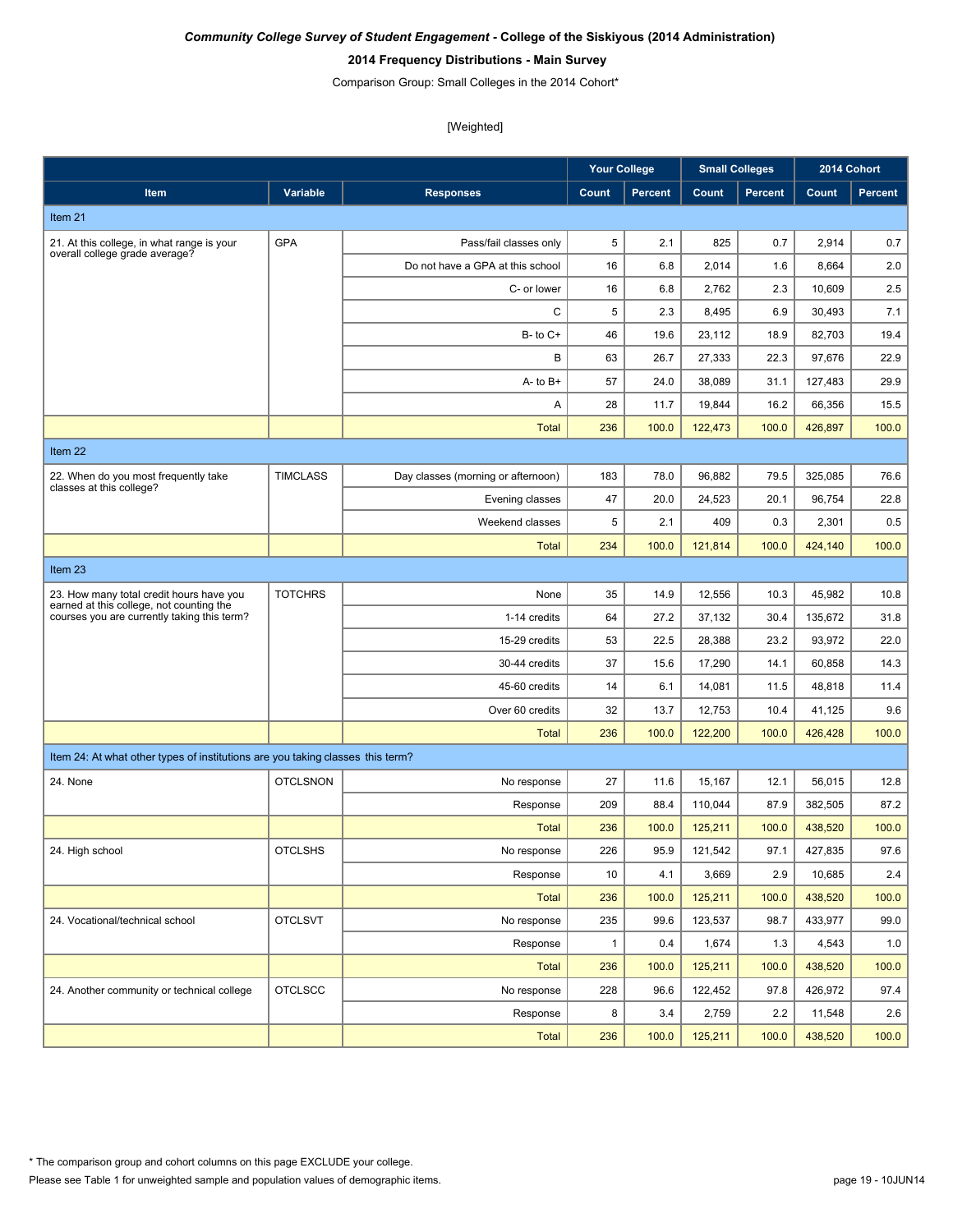***Community College Survey of Student Engagement* - College of the Siskiyous (2014 Administration)**

**2014 Frequency Distributions - Main Survey**

Comparison Group: Small Colleges in the 2014 Cohort*

[Weighted]

| | | | Your College | | Small Colleges | | 2014 Cohort | |
|---|---|---|---|---|---|---|---|---|
| **Item** | **Variable** | **Responses** | **Count** | **Percent** | **Count** | **Percent** | **Count** | **Percent** |
| Item 21 | | | | | | | | |
| 21. At this college, in what range is your overall college grade average? | GPA | Pass/fail classes only | 5 | 2.1 | 825 | 0.7 | 2,914 | 0.7 |
| | | Do not have a GPA at this school | 16 | 6.8 | 2,014 | 1.6 | 8,664 | 2.0 |
| | | C- or lower | 16 | 6.8 | 2,762 | 2.3 | 10,609 | 2.5 |
| | | C | 5 | 2.3 | 8,495 | 6.9 | 30,493 | 7.1 |
| | | B- to C+ | 46 | 19.6 | 23,112 | 18.9 | 82,703 | 19.4 |
| | | B | 63 | 26.7 | 27,333 | 22.3 | 97,676 | 22.9 |
| | | A- to B+ | 57 | 24.0 | 38,089 | 31.1 | 127,483 | 29.9 |
| | | A | 28 | 11.7 | 19,844 | 16.2 | 66,356 | 15.5 |
| | | Total | 236 | 100.0 | 122,473 | 100.0 | 426,897 | 100.0 |
| Item 22 | | | | | | | | |
| 22. When do you most frequently take classes at this college? | TIMCLASS | Day classes (morning or afternoon) | 183 | 78.0 | 96,882 | 79.5 | 325,085 | 76.6 |
| | | Evening classes | 47 | 20.0 | 24,523 | 20.1 | 96,754 | 22.8 |
| | | Weekend classes | 5 | 2.1 | 409 | 0.3 | 2,301 | 0.5 |
| | | Total | 234 | 100.0 | 121,814 | 100.0 | 424,140 | 100.0 |
| Item 23 | | | | | | | | |
| 23. How many total credit hours have you earned at this college, not counting the courses you are currently taking this term? | TOTCHRS | None | 35 | 14.9 | 12,556 | 10.3 | 45,982 | 10.8 |
| | | 1-14 credits | 64 | 27.2 | 37,132 | 30.4 | 135,672 | 31.8 |
| | | 15-29 credits | 53 | 22.5 | 28,388 | 23.2 | 93,972 | 22.0 |
| | | 30-44 credits | 37 | 15.6 | 17,290 | 14.1 | 60,858 | 14.3 |
| | | 45-60 credits | 14 | 6.1 | 14,081 | 11.5 | 48,818 | 11.4 |
| | | Over 60 credits | 32 | 13.7 | 12,753 | 10.4 | 41,125 | 9.6 |
| | | Total | 236 | 100.0 | 122,200 | 100.0 | 426,428 | 100.0 |
| Item 24: At what other types of institutions are you taking classes this term? | | | | | | | | |
| 24. None | OTCLSNON | No response | 27 | 11.6 | 15,167 | 12.1 | 56,015 | 12.8 |
| | | Response | 209 | 88.4 | 110,044 | 87.9 | 382,505 | 87.2 |
| | | Total | 236 | 100.0 | 125,211 | 100.0 | 438,520 | 100.0 |
| 24. High school | OTCLSHS | No response | 226 | 95.9 | 121,542 | 97.1 | 427,835 | 97.6 |
| | | Response | 10 | 4.1 | 3,669 | 2.9 | 10,685 | 2.4 |
| | | Total | 236 | 100.0 | 125,211 | 100.0 | 438,520 | 100.0 |
| 24. Vocational/technical school | OTCLSVT | No response | 235 | 99.6 | 123,537 | 98.7 | 433,977 | 99.0 |
| | | Response | 1 | 0.4 | 1,674 | 1.3 | 4,543 | 1.0 |
| | | Total | 236 | 100.0 | 125,211 | 100.0 | 438,520 | 100.0 |
| 24. Another community or technical college | OTCLSCC | No response | 228 | 96.6 | 122,452 | 97.8 | 426,972 | 97.4 |
| | | Response | 8 | 3.4 | 2,759 | 2.2 | 11,548 | 2.6 |
| | | Total | 236 | 100.0 | 125,211 | 100.0 | 438,520 | 100.0 |

* The comparison group and cohort columns on this page EXCLUDE your college.

Please see Table 1 for unweighted sample and population values of demographic items.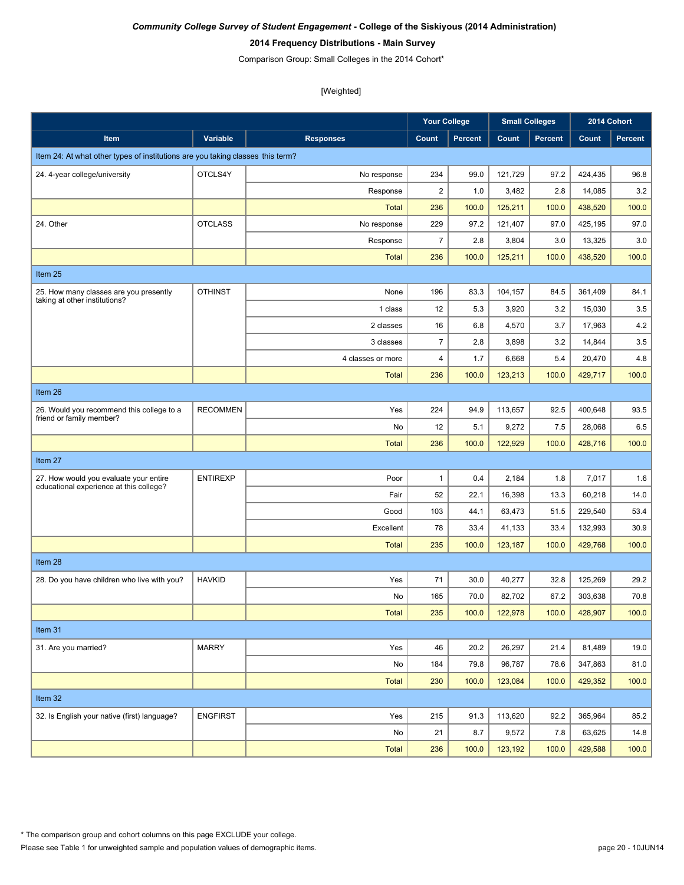***Community College Survey of Student Engagement*** **- College of the Siskiyous (2014 Administration)**

**2014 Frequency Distributions - Main Survey**

Comparison Group: Small Colleges in the 2014 Cohort*

[Weighted]

| Item | Variable | Responses | Your College | | Small Colleges | | 2014 Cohort | |
|---|---|---|---|---|---|---|---|---|
| | | | Count | Percent | Count | Percent | Count | Percent |
| Item 24: At what other types of institutions are you taking classes this term? | | | | | | | | |
| 24. 4-year college/university | OTCLS4Y | No response | 234 | 99.0 | 121,729 | 97.2 | 424,435 | 96.8 |
| | | Response | 2 | 1.0 | 3,482 | 2.8 | 14,085 | 3.2 |
| | | Total | 236 | 100.0 | 125,211 | 100.0 | 438,520 | 100.0 |
| 24. Other | OTCLASS | No response | 229 | 97.2 | 121,407 | 97.0 | 425,195 | 97.0 |
| | | Response | 7 | 2.8 | 3,804 | 3.0 | 13,325 | 3.0 |
| | | Total | 236 | 100.0 | 125,211 | 100.0 | 438,520 | 100.0 |
| Item 25 | | | | | | | | |
| 25. How many classes are you presently taking at other institutions? | OTHINST | None | 196 | 83.3 | 104,157 | 84.5 | 361,409 | 84.1 |
| | | 1 class | 12 | 5.3 | 3,920 | 3.2 | 15,030 | 3.5 |
| | | 2 classes | 16 | 6.8 | 4,570 | 3.7 | 17,963 | 4.2 |
| | | 3 classes | 7 | 2.8 | 3,898 | 3.2 | 14,844 | 3.5 |
| | | 4 classes or more | 4 | 1.7 | 6,668 | 5.4 | 20,470 | 4.8 |
| | | Total | 236 | 100.0 | 123,213 | 100.0 | 429,717 | 100.0 |
| Item 26 | | | | | | | | |
| 26. Would you recommend this college to a friend or family member? | RECOMMEN | Yes | 224 | 94.9 | 113,657 | 92.5 | 400,648 | 93.5 |
| | | No | 12 | 5.1 | 9,272 | 7.5 | 28,068 | 6.5 |
| | | Total | 236 | 100.0 | 122,929 | 100.0 | 428,716 | 100.0 |
| Item 27 | | | | | | | | |
| 27. How would you evaluate your entire educational experience at this college? | ENTIREXP | Poor | 1 | 0.4 | 2,184 | 1.8 | 7,017 | 1.6 |
| | | Fair | 52 | 22.1 | 16,398 | 13.3 | 60,218 | 14.0 |
| | | Good | 103 | 44.1 | 63,473 | 51.5 | 229,540 | 53.4 |
| | | Excellent | 78 | 33.4 | 41,133 | 33.4 | 132,993 | 30.9 |
| | | Total | 235 | 100.0 | 123,187 | 100.0 | 429,768 | 100.0 |
| Item 28 | | | | | | | | |
| 28. Do you have children who live with you? | HAVKID | Yes | 71 | 30.0 | 40,277 | 32.8 | 125,269 | 29.2 |
| | | No | 165 | 70.0 | 82,702 | 67.2 | 303,638 | 70.8 |
| | | Total | 235 | 100.0 | 122,978 | 100.0 | 428,907 | 100.0 |
| Item 31 | | | | | | | | |
| 31. Are you married? | MARRY | Yes | 46 | 20.2 | 26,297 | 21.4 | 81,489 | 19.0 |
| | | No | 184 | 79.8 | 96,787 | 78.6 | 347,863 | 81.0 |
| | | Total | 230 | 100.0 | 123,084 | 100.0 | 429,352 | 100.0 |
| Item 32 | | | | | | | | |
| 32. Is English your native (first) language? | ENGFIRST | Yes | 215 | 91.3 | 113,620 | 92.2 | 365,964 | 85.2 |
| | | No | 21 | 8.7 | 9,572 | 7.8 | 63,625 | 14.8 |
| | | Total | 236 | 100.0 | 123,192 | 100.0 | 429,588 | 100.0 |

\* The comparison group and cohort columns on this page EXCLUDE your college.

Please see Table 1 for unweighted sample and population values of demographic items.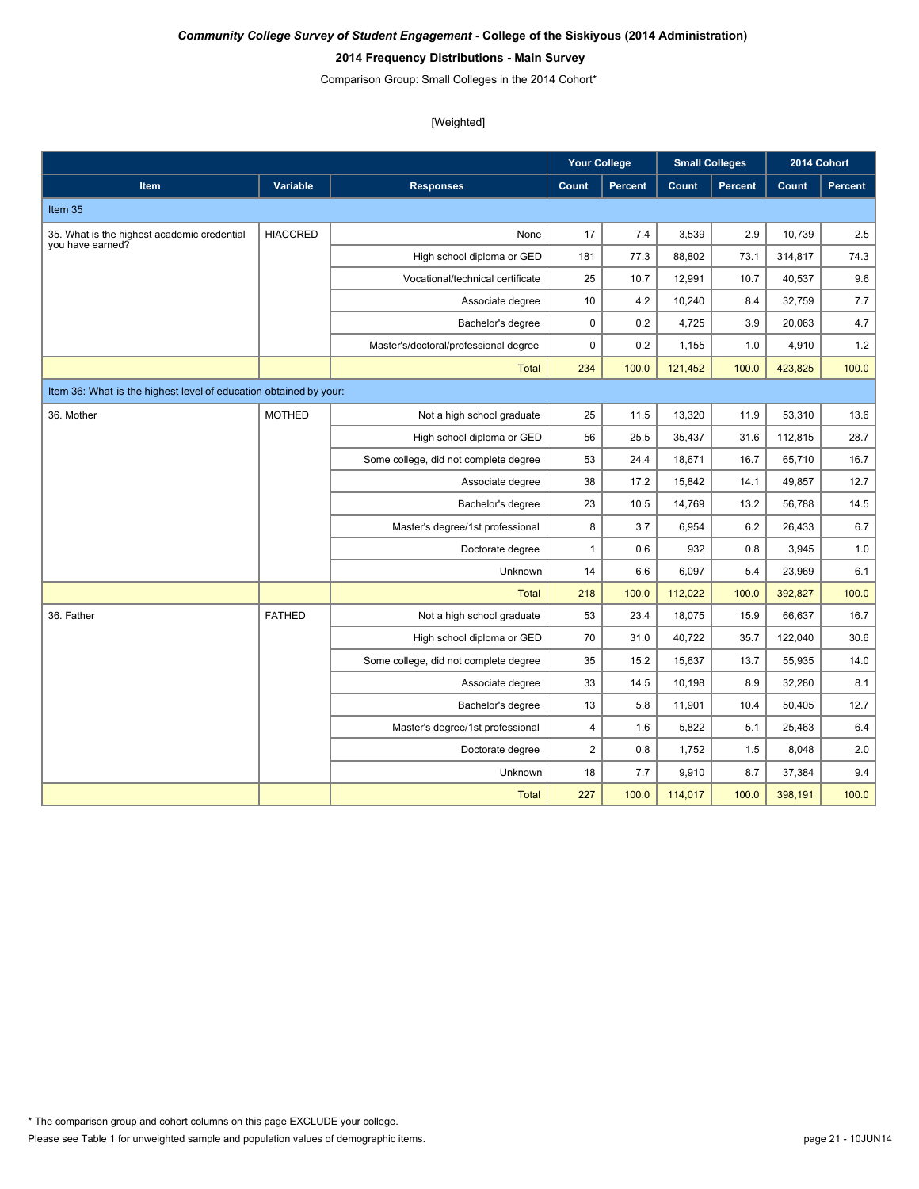***Community College Survey of Student Engagement* - College of the Siskiyous (2014 Administration)**

**2014 Frequency Distributions - Main Survey**

Comparison Group: Small Colleges in the 2014 Cohort*

[Weighted]

| | | | Your College | | Small Colleges | | 2014 Cohort | |
|---|---|---|---|---|---|---|---|---|
| **Item** | **Variable** | **Responses** | **Count** | **Percent** | **Count** | **Percent** | **Count** | **Percent** |
| Item 35 | | | | | | | | |
| 35. What is the highest academic credential you have earned? | HIACCRED | None | 17 | 7.4 | 3,539 | 2.9 | 10,739 | 2.5 |
| | | High school diploma or GED | 181 | 77.3 | 88,802 | 73.1 | 314,817 | 74.3 |
| | | Vocational/technical certificate | 25 | 10.7 | 12,991 | 10.7 | 40,537 | 9.6 |
| | | Associate degree | 10 | 4.2 | 10,240 | 8.4 | 32,759 | 7.7 |
| | | Bachelor's degree | 0 | 0.2 | 4,725 | 3.9 | 20,063 | 4.7 |
| | | Master's/doctoral/professional degree | 0 | 0.2 | 1,155 | 1.0 | 4,910 | 1.2 |
| | | Total | 234 | 100.0 | 121,452 | 100.0 | 423,825 | 100.0 |
| Item 36: What is the highest level of education obtained by your: | | | | | | | | |
| 36. Mother | MOTHED | Not a high school graduate | 25 | 11.5 | 13,320 | 11.9 | 53,310 | 13.6 |
| | | High school diploma or GED | 56 | 25.5 | 35,437 | 31.6 | 112,815 | 28.7 |
| | | Some college, did not complete degree | 53 | 24.4 | 18,671 | 16.7 | 65,710 | 16.7 |
| | | Associate degree | 38 | 17.2 | 15,842 | 14.1 | 49,857 | 12.7 |
| | | Bachelor's degree | 23 | 10.5 | 14,769 | 13.2 | 56,788 | 14.5 |
| | | Master's degree/1st professional | 8 | 3.7 | 6,954 | 6.2 | 26,433 | 6.7 |
| | | Doctorate degree | 1 | 0.6 | 932 | 0.8 | 3,945 | 1.0 |
| | | Unknown | 14 | 6.6 | 6,097 | 5.4 | 23,969 | 6.1 |
| | | Total | 218 | 100.0 | 112,022 | 100.0 | 392,827 | 100.0 |
| 36. Father | FATHED | Not a high school graduate | 53 | 23.4 | 18,075 | 15.9 | 66,637 | 16.7 |
| | | High school diploma or GED | 70 | 31.0 | 40,722 | 35.7 | 122,040 | 30.6 |
| | | Some college, did not complete degree | 35 | 15.2 | 15,637 | 13.7 | 55,935 | 14.0 |
| | | Associate degree | 33 | 14.5 | 10,198 | 8.9 | 32,280 | 8.1 |
| | | Bachelor's degree | 13 | 5.8 | 11,901 | 10.4 | 50,405 | 12.7 |
| | | Master's degree/1st professional | 4 | 1.6 | 5,822 | 5.1 | 25,463 | 6.4 |
| | | Doctorate degree | 2 | 0.8 | 1,752 | 1.5 | 8,048 | 2.0 |
| | | Unknown | 18 | 7.7 | 9,910 | 8.7 | 37,384 | 9.4 |
| | | Total | 227 | 100.0 | 114,017 | 100.0 | 398,191 | 100.0 |

\* The comparison group and cohort columns on this page EXCLUDE your college.

Please see Table 1 for unweighted sample and population values of demographic items.